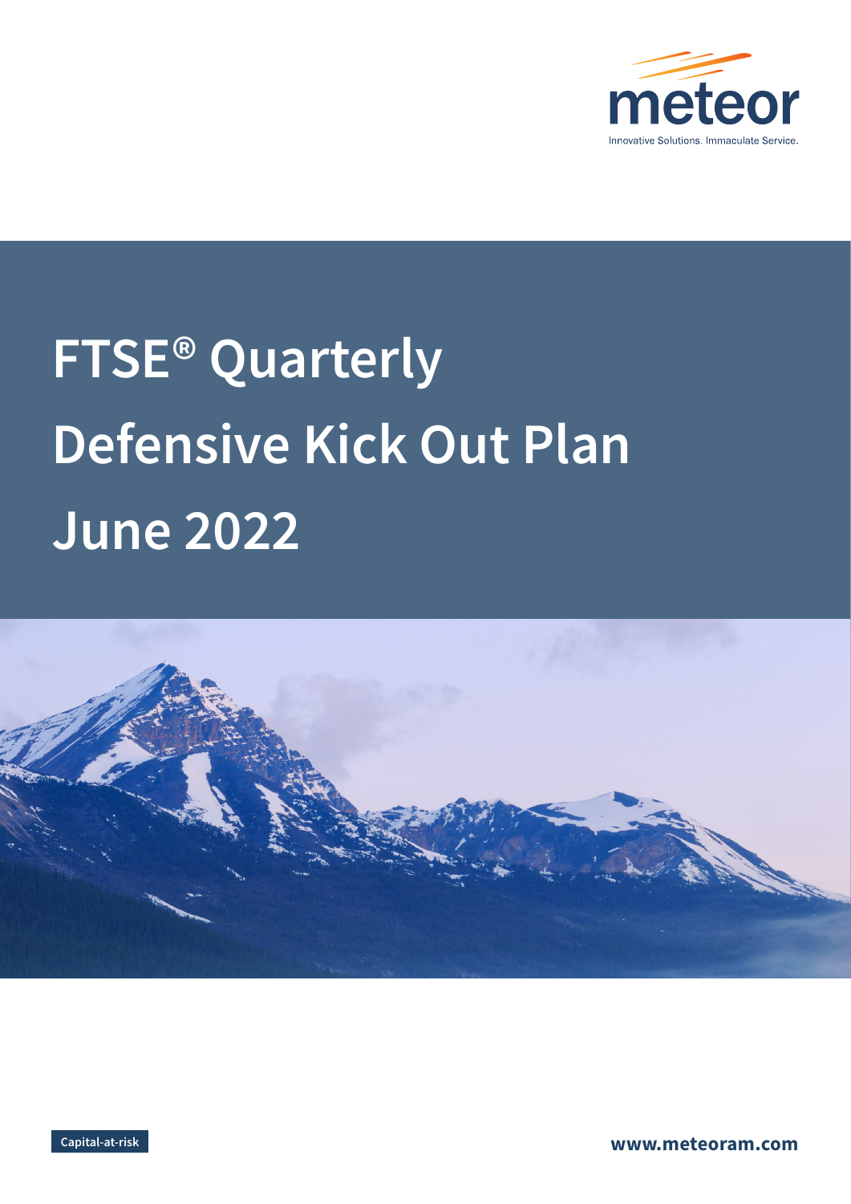meteor

Innovative Solutions. Immaculate Service.

# FTSE® Quarterly Defensive Kick Out Plan June 2022

Capital-at-risk

www.meteoram.com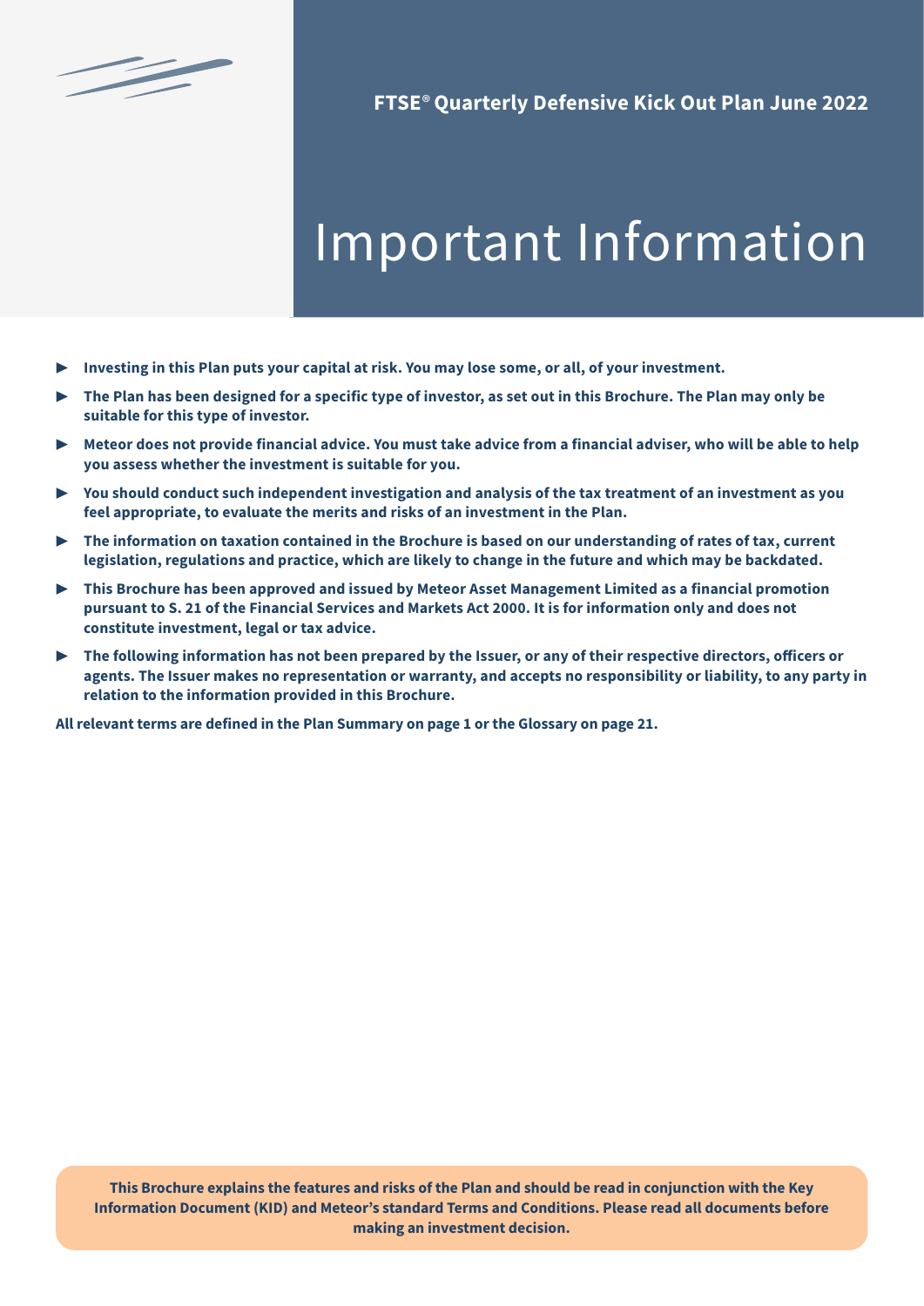FTSE® Quarterly Defensive Kick Out Plan June 2022

# Important Information

- **Investing in this Plan puts your capital at risk. You may lose some, or all, of your investment.**
- **The Plan has been designed for a specific type of investor, as set out in this Brochure. The Plan may only be suitable for this type of investor.**
- **Meteor does not provide financial advice. You must take advice from a financial adviser, who will be able to help you assess whether the investment is suitable for you.**
- **You should conduct such independent investigation and analysis of the tax treatment of an investment as you feel appropriate, to evaluate the merits and risks of an investment in the Plan.**
- **The information on taxation contained in the Brochure is based on our understanding of rates of tax, current legislation, regulations and practice, which are likely to change in the future and which may be backdated.**
- **This Brochure has been approved and issued by Meteor Asset Management Limited as a financial promotion pursuant to S. 21 of the Financial Services and Markets Act 2000. It is for information only and does not constitute investment, legal or tax advice.**
- **The following information has not been prepared by the Issuer, or any of their respective directors, officers or agents. The Issuer makes no representation or warranty, and accepts no responsibility or liability, to any party in relation to the information provided in this Brochure.**

**All relevant terms are defined in the Plan Summary on page 1 or the Glossary on page 21.**

**This Brochure explains the features and risks of the Plan and should be read in conjunction with the Key Information Document (KID) and Meteor's standard Terms and Conditions. Please read all documents before making an investment decision.**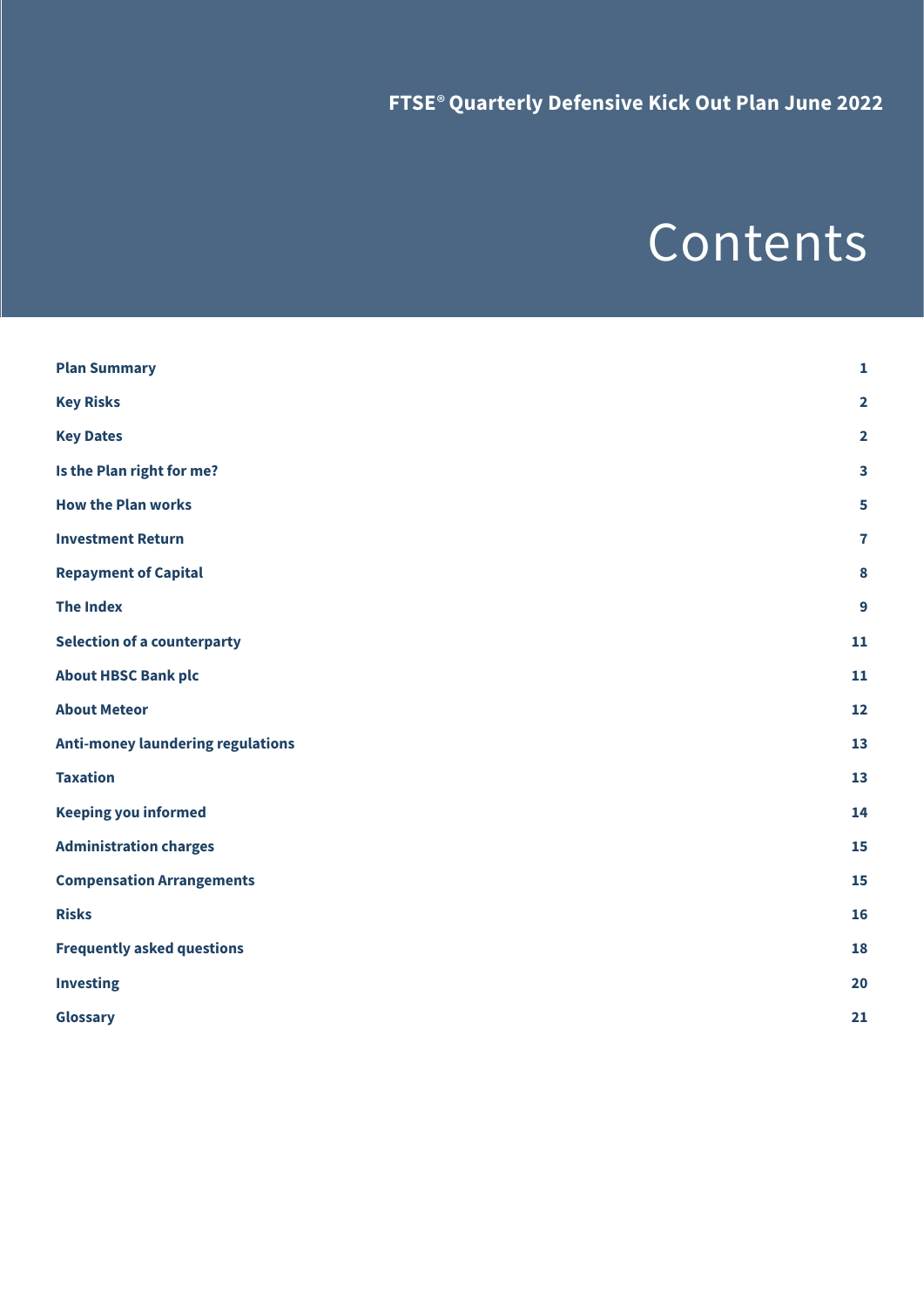FTSE® Quarterly Defensive Kick Out Plan June 2022

# Contents

| | |
|---|---|
| **Plan Summary** | **1** |
| **Key Risks** | **2** |
| **Key Dates** | **2** |
| **Is the Plan right for me?** | **3** |
| **How the Plan works** | **5** |
| **Investment Return** | **7** |
| **Repayment of Capital** | **8** |
| **The Index** | **9** |
| **Selection of a counterparty** | **11** |
| **About HBSC Bank plc** | **11** |
| **About Meteor** | **12** |
| **Anti-money laundering regulations** | **13** |
| **Taxation** | **13** |
| **Keeping you informed** | **14** |
| **Administration charges** | **15** |
| **Compensation Arrangements** | **15** |
| **Risks** | **16** |
| **Frequently asked questions** | **18** |
| **Investing** | **20** |
| **Glossary** | **21** |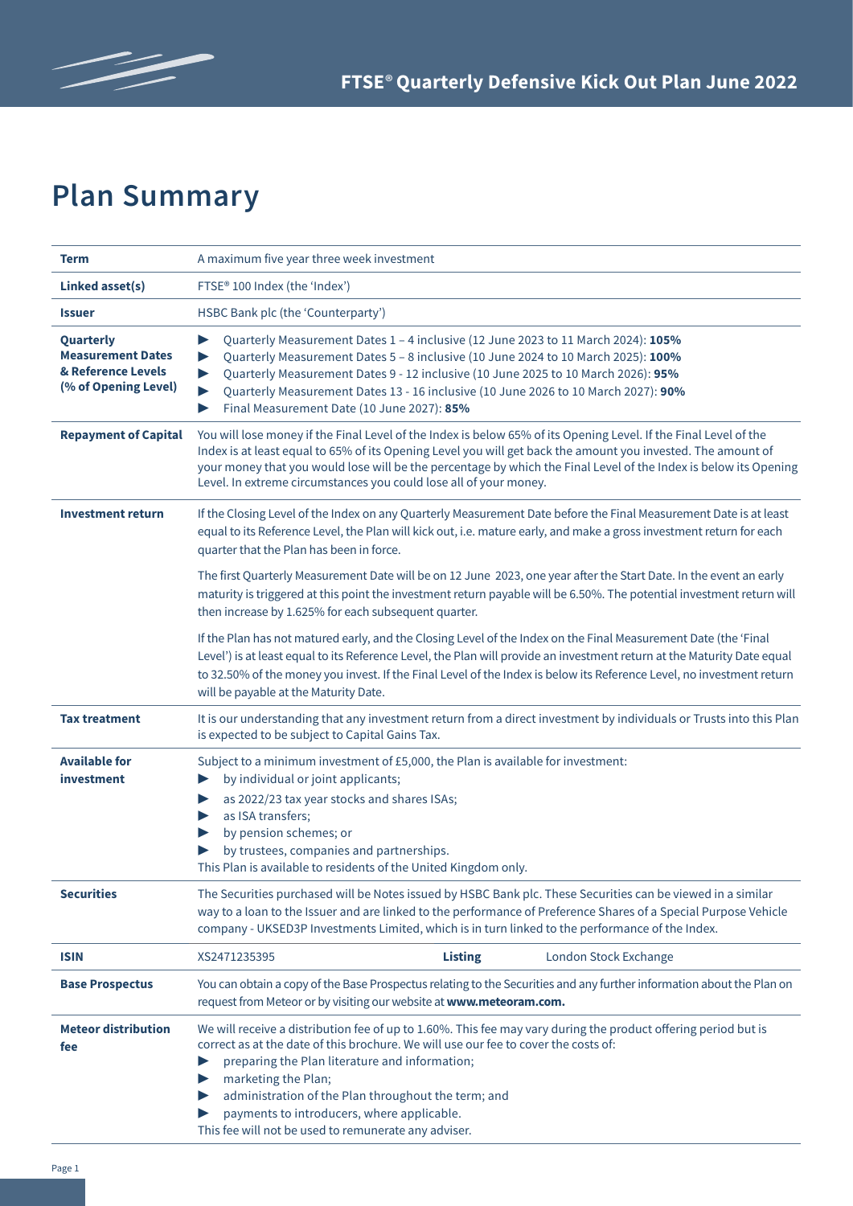# Plan Summary

| | |
|---|---|
| **Term** | A maximum five year three week investment |
| **Linked asset(s)** | FTSE® 100 Index (the 'Index') |
| **Issuer** | HSBC Bank plc (the 'Counterparty') |
| **Quarterly Measurement Dates & Reference Levels (% of Opening Level)** | ▶ Quarterly Measurement Dates 1 – 4 inclusive (12 June 2023 to 11 March 2024): **105%**<br>▶ Quarterly Measurement Dates 5 – 8 inclusive (10 June 2024 to 10 March 2025): **100%**<br>▶ Quarterly Measurement Dates 9 - 12 inclusive (10 June 2025 to 10 March 2026): **95%**<br>▶ Quarterly Measurement Dates 13 - 16 inclusive (10 June 2026 to 10 March 2027): **90%**<br>▶ Final Measurement Date (10 June 2027): **85%** |
| **Repayment of Capital** | You will lose money if the Final Level of the Index is below 65% of its Opening Level. If the Final Level of the Index is at least equal to 65% of its Opening Level you will get back the amount you invested. The amount of your money that you would lose will be the percentage by which the Final Level of the Index is below its Opening Level. In extreme circumstances you could lose all of your money. |
| **Investment return** | If the Closing Level of the Index on any Quarterly Measurement Date before the Final Measurement Date is at least equal to its Reference Level, the Plan will kick out, i.e. mature early, and make a gross investment return for each quarter that the Plan has been in force.<br><br>The first Quarterly Measurement Date will be on 12 June 2023, one year after the Start Date. In the event an early maturity is triggered at this point the investment return payable will be 6.50%. The potential investment return will then increase by 1.625% for each subsequent quarter.<br><br>If the Plan has not matured early, and the Closing Level of the Index on the Final Measurement Date (the 'Final Level') is at least equal to its Reference Level, the Plan will provide an investment return at the Maturity Date equal to 32.50% of the money you invest. If the Final Level of the Index is below its Reference Level, no investment return will be payable at the Maturity Date. |
| **Tax treatment** | It is our understanding that any investment return from a direct investment by individuals or Trusts into this Plan is expected to be subject to Capital Gains Tax. |
| **Available for investment** | Subject to a minimum investment of £5,000, the Plan is available for investment:<br>▶ by individual or joint applicants;<br>▶ as 2022/23 tax year stocks and shares ISAs;<br>▶ as ISA transfers;<br>▶ by pension schemes; or<br>▶ by trustees, companies and partnerships.<br>This Plan is available to residents of the United Kingdom only. |
| **Securities** | The Securities purchased will be Notes issued by HSBC Bank plc. These Securities can be viewed in a similar way to a loan to the Issuer and are linked to the performance of Preference Shares of a Special Purpose Vehicle company - UKSED3P Investments Limited, which is in turn linked to the performance of the Index. |
| **ISIN** | XS2471235395 &nbsp;&nbsp;&nbsp; **Listing** &nbsp;&nbsp;&nbsp; London Stock Exchange |
| **Base Prospectus** | You can obtain a copy of the Base Prospectus relating to the Securities and any further information about the Plan on request from Meteor or by visiting our website at **www.meteoram.com.** |
| **Meteor distribution fee** | We will receive a distribution fee of up to 1.60%. This fee may vary during the product offering period but is correct as at the date of this brochure. We will use our fee to cover the costs of:<br>▶ preparing the Plan literature and information;<br>▶ marketing the Plan;<br>▶ administration of the Plan throughout the term; and<br>▶ payments to introducers, where applicable.<br>This fee will not be used to remunerate any adviser. |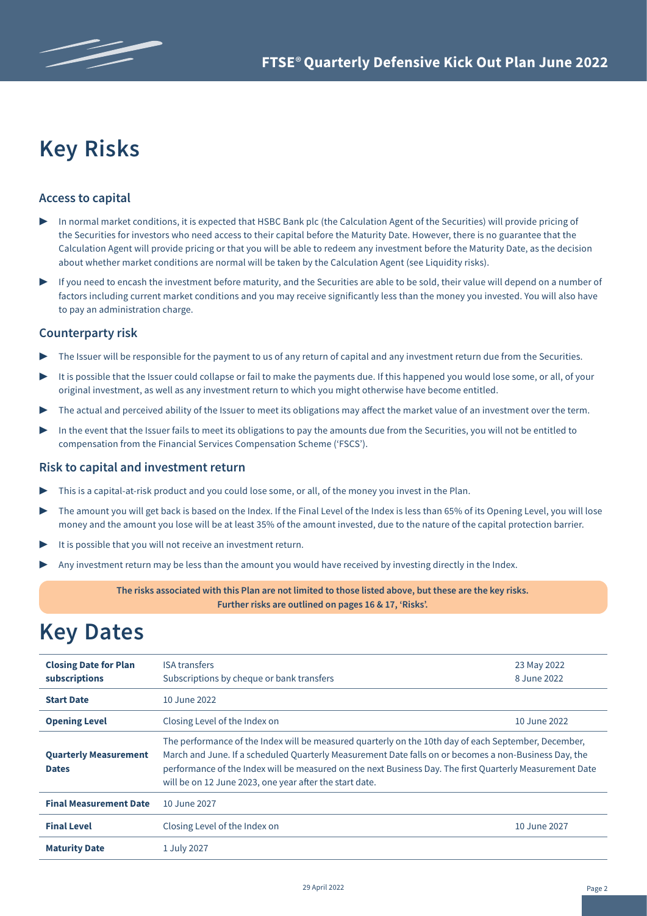# Key Risks

## Access to capital

- In normal market conditions, it is expected that HSBC Bank plc (the Calculation Agent of the Securities) will provide pricing of the Securities for investors who need access to their capital before the Maturity Date. However, there is no guarantee that the Calculation Agent will provide pricing or that you will be able to redeem any investment before the Maturity Date, as the decision about whether market conditions are normal will be taken by the Calculation Agent (see Liquidity risks).
- If you need to encash the investment before maturity, and the Securities are able to be sold, their value will depend on a number of factors including current market conditions and you may receive significantly less than the money you invested. You will also have to pay an administration charge.

## Counterparty risk

- The Issuer will be responsible for the payment to us of any return of capital and any investment return due from the Securities.
- It is possible that the Issuer could collapse or fail to make the payments due. If this happened you would lose some, or all, of your original investment, as well as any investment return to which you might otherwise have become entitled.
- The actual and perceived ability of the Issuer to meet its obligations may affect the market value of an investment over the term.
- In the event that the Issuer fails to meet its obligations to pay the amounts due from the Securities, you will not be entitled to compensation from the Financial Services Compensation Scheme ('FSCS').

## Risk to capital and investment return

- This is a capital-at-risk product and you could lose some, or all, of the money you invest in the Plan.
- The amount you will get back is based on the Index. If the Final Level of the Index is less than 65% of its Opening Level, you will lose money and the amount you lose will be at least 35% of the amount invested, due to the nature of the capital protection barrier.
- It is possible that you will not receive an investment return.
- Any investment return may be less than the amount you would have received by investing directly in the Index.

**The risks associated with this Plan are not limited to those listed above, but these are the key risks. Further risks are outlined on pages 16 & 17, 'Risks'.**

# Key Dates

| | | |
|---|---|---|
| **Closing Date for Plan subscriptions** | ISA transfers<br>Subscriptions by cheque or bank transfers | 23 May 2022<br>8 June 2022 |
| **Start Date** | 10 June 2022 | |
| **Opening Level** | Closing Level of the Index on | 10 June 2022 |
| **Quarterly Measurement Dates** | The performance of the Index will be measured quarterly on the 10th day of each September, December, March and June. If a scheduled Quarterly Measurement Date falls on or becomes a non-Business Day, the performance of the Index will be measured on the next Business Day. The first Quarterly Measurement Date will be on 12 June 2023, one year after the start date. | |
| **Final Measurement Date** | 10 June 2027 | |
| **Final Level** | Closing Level of the Index on | 10 June 2027 |
| **Maturity Date** | 1 July 2027 | |

29 April 2022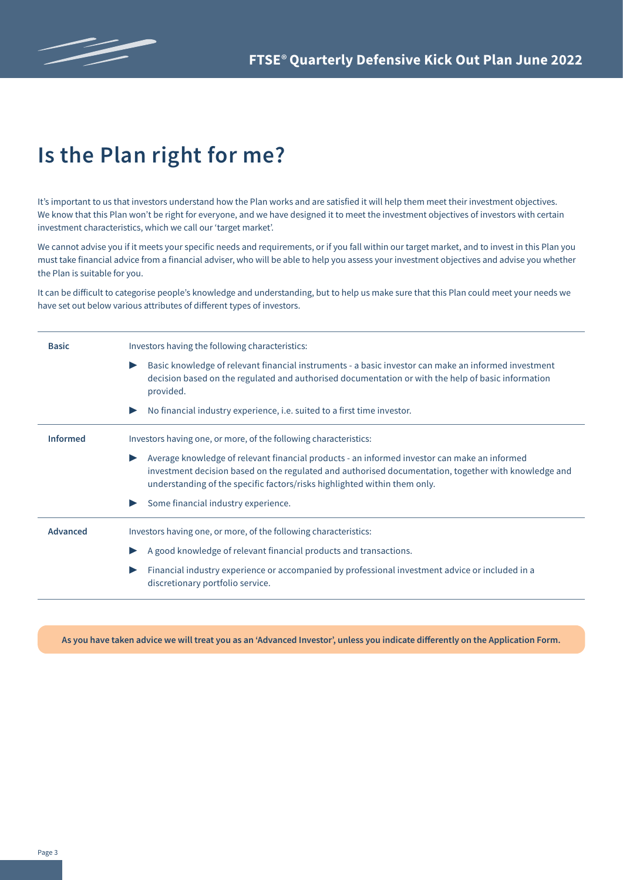# Is the Plan right for me?

It's important to us that investors understand how the Plan works and are satisfied it will help them meet their investment objectives. We know that this Plan won't be right for everyone, and we have designed it to meet the investment objectives of investors with certain investment characteristics, which we call our 'target market'.

We cannot advise you if it meets your specific needs and requirements, or if you fall within our target market, and to invest in this Plan you must take financial advice from a financial adviser, who will be able to help you assess your investment objectives and advise you whether the Plan is suitable for you.

It can be difficult to categorise people's knowledge and understanding, but to help us make sure that this Plan could meet your needs we have set out below various attributes of different types of investors.

| | |
|---|---|
| **Basic** | Investors having the following characteristics:<br>▶ Basic knowledge of relevant financial instruments - a basic investor can make an informed investment decision based on the regulated and authorised documentation or with the help of basic information provided.<br>▶ No financial industry experience, i.e. suited to a first time investor. |
| **Informed** | Investors having one, or more, of the following characteristics:<br>▶ Average knowledge of relevant financial products - an informed investor can make an informed investment decision based on the regulated and authorised documentation, together with knowledge and understanding of the specific factors/risks highlighted within them only.<br>▶ Some financial industry experience. |
| **Advanced** | Investors having one, or more, of the following characteristics:<br>▶ A good knowledge of relevant financial products and transactions.<br>▶ Financial industry experience or accompanied by professional investment advice or included in a discretionary portfolio service. |

**As you have taken advice we will treat you as an 'Advanced Investor', unless you indicate differently on the Application Form.**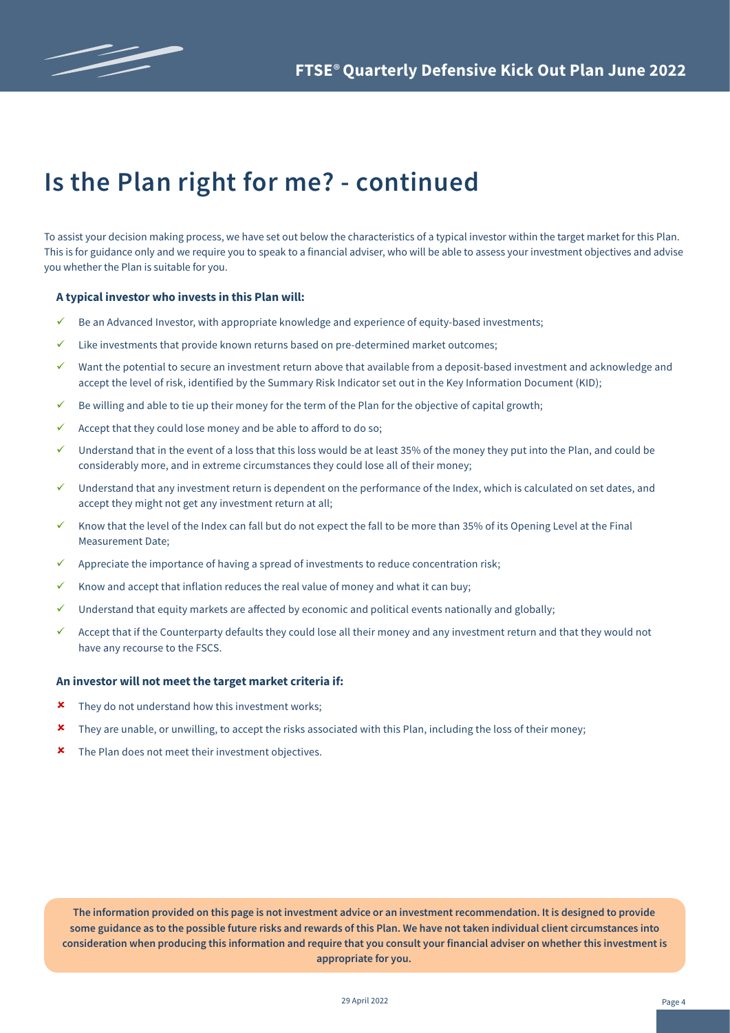# Is the Plan right for me? - continued

To assist your decision making process, we have set out below the characteristics of a typical investor within the target market for this Plan. This is for guidance only and we require you to speak to a financial adviser, who will be able to assess your investment objectives and advise you whether the Plan is suitable for you.

**A typical investor who invests in this Plan will:**

- ✓ Be an Advanced Investor, with appropriate knowledge and experience of equity-based investments;
- ✓ Like investments that provide known returns based on pre-determined market outcomes;
- ✓ Want the potential to secure an investment return above that available from a deposit-based investment and acknowledge and accept the level of risk, identified by the Summary Risk Indicator set out in the Key Information Document (KID);
- ✓ Be willing and able to tie up their money for the term of the Plan for the objective of capital growth;
- ✓ Accept that they could lose money and be able to afford to do so;
- ✓ Understand that in the event of a loss that this loss would be at least 35% of the money they put into the Plan, and could be considerably more, and in extreme circumstances they could lose all of their money;
- ✓ Understand that any investment return is dependent on the performance of the Index, which is calculated on set dates, and accept they might not get any investment return at all;
- ✓ Know that the level of the Index can fall but do not expect the fall to be more than 35% of its Opening Level at the Final Measurement Date;
- ✓ Appreciate the importance of having a spread of investments to reduce concentration risk;
- ✓ Know and accept that inflation reduces the real value of money and what it can buy;
- ✓ Understand that equity markets are affected by economic and political events nationally and globally;
- ✓ Accept that if the Counterparty defaults they could lose all their money and any investment return and that they would not have any recourse to the FSCS.

**An investor will not meet the target market criteria if:**

- ✗ They do not understand how this investment works;
- ✗ They are unable, or unwilling, to accept the risks associated with this Plan, including the loss of their money;
- ✗ The Plan does not meet their investment objectives.

**The information provided on this page is not investment advice or an investment recommendation. It is designed to provide some guidance as to the possible future risks and rewards of this Plan. We have not taken individual client circumstances into consideration when producing this information and require that you consult your financial adviser on whether this investment is appropriate for you.**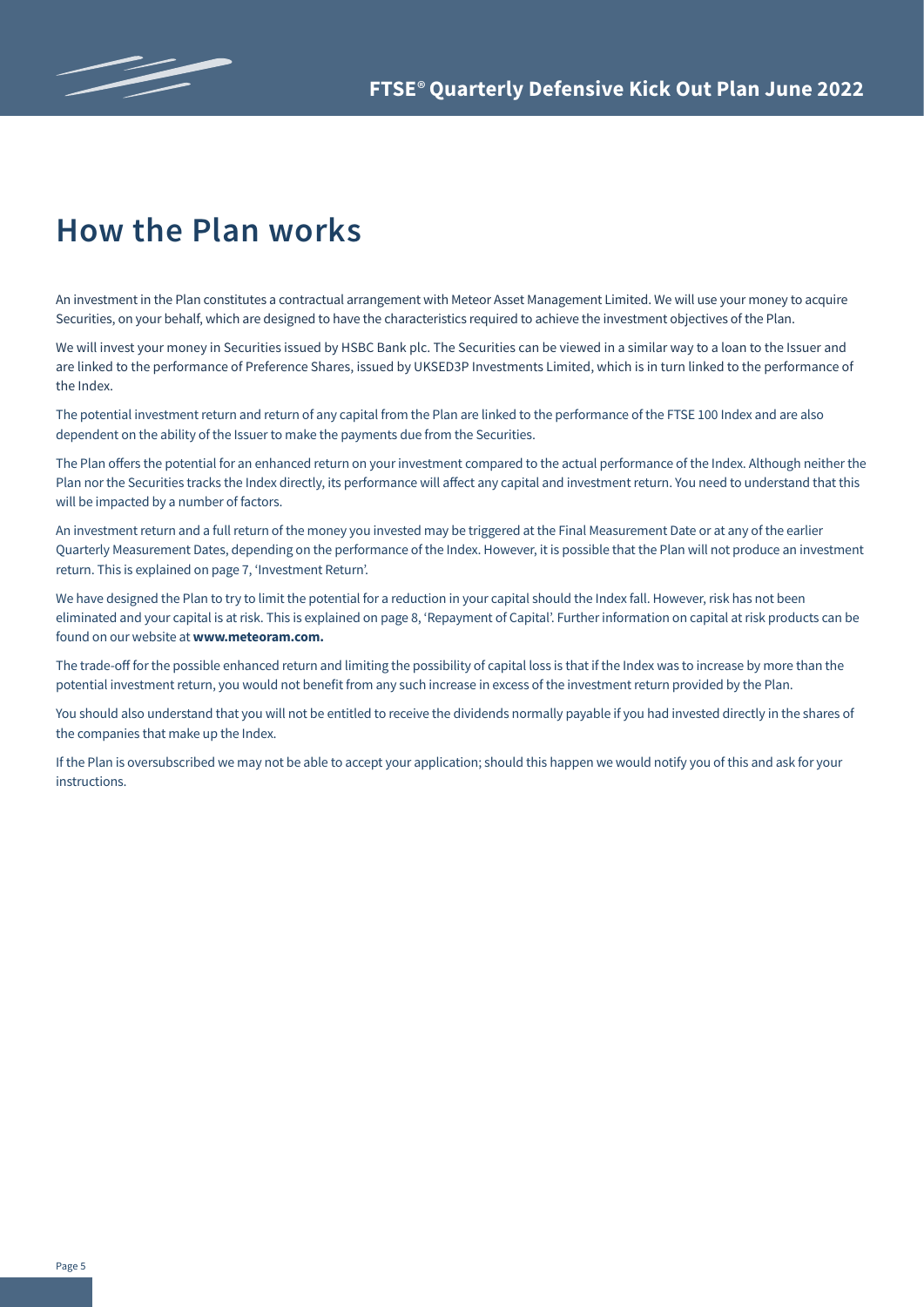# How the Plan works

An investment in the Plan constitutes a contractual arrangement with Meteor Asset Management Limited. We will use your money to acquire Securities, on your behalf, which are designed to have the characteristics required to achieve the investment objectives of the Plan.

We will invest your money in Securities issued by HSBC Bank plc. The Securities can be viewed in a similar way to a loan to the Issuer and are linked to the performance of Preference Shares, issued by UKSED3P Investments Limited, which is in turn linked to the performance of the Index.

The potential investment return and return of any capital from the Plan are linked to the performance of the FTSE 100 Index and are also dependent on the ability of the Issuer to make the payments due from the Securities.

The Plan offers the potential for an enhanced return on your investment compared to the actual performance of the Index. Although neither the Plan nor the Securities tracks the Index directly, its performance will affect any capital and investment return. You need to understand that this will be impacted by a number of factors.

An investment return and a full return of the money you invested may be triggered at the Final Measurement Date or at any of the earlier Quarterly Measurement Dates, depending on the performance of the Index. However, it is possible that the Plan will not produce an investment return. This is explained on page 7, 'Investment Return'.

We have designed the Plan to try to limit the potential for a reduction in your capital should the Index fall. However, risk has not been eliminated and your capital is at risk. This is explained on page 8, 'Repayment of Capital'. Further information on capital at risk products can be found on our website at **www.meteoram.com.**

The trade-off for the possible enhanced return and limiting the possibility of capital loss is that if the Index was to increase by more than the potential investment return, you would not benefit from any such increase in excess of the investment return provided by the Plan.

You should also understand that you will not be entitled to receive the dividends normally payable if you had invested directly in the shares of the companies that make up the Index.

If the Plan is oversubscribed we may not be able to accept your application; should this happen we would notify you of this and ask for your instructions.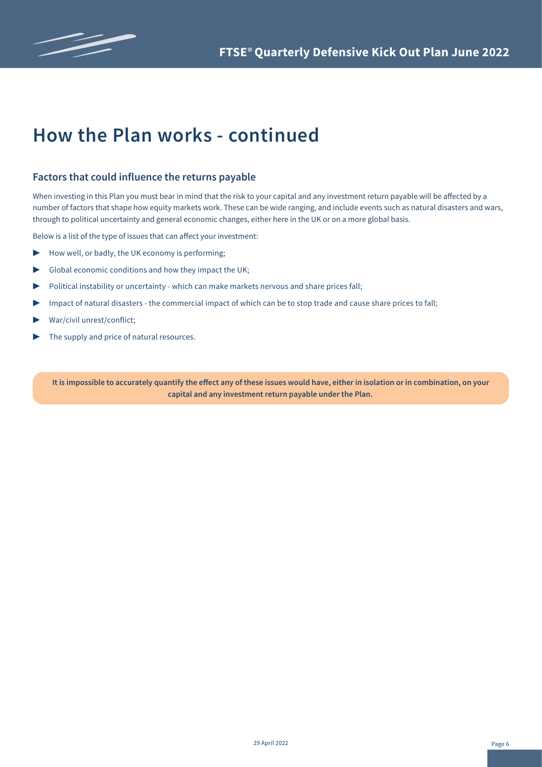# How the Plan works - continued

## Factors that could influence the returns payable

When investing in this Plan you must bear in mind that the risk to your capital and any investment return payable will be affected by a number of factors that shape how equity markets work. These can be wide ranging, and include events such as natural disasters and wars, through to political uncertainty and general economic changes, either here in the UK or on a more global basis.

Below is a list of the type of issues that can affect your investment:

- How well, or badly, the UK economy is performing;
- Global economic conditions and how they impact the UK;
- Political instability or uncertainty - which can make markets nervous and share prices fall;
- Impact of natural disasters - the commercial impact of which can be to stop trade and cause share prices to fall;
- War/civil unrest/conflict;
- The supply and price of natural resources.

**It is impossible to accurately quantify the effect any of these issues would have, either in isolation or in combination, on your capital and any investment return payable under the Plan.**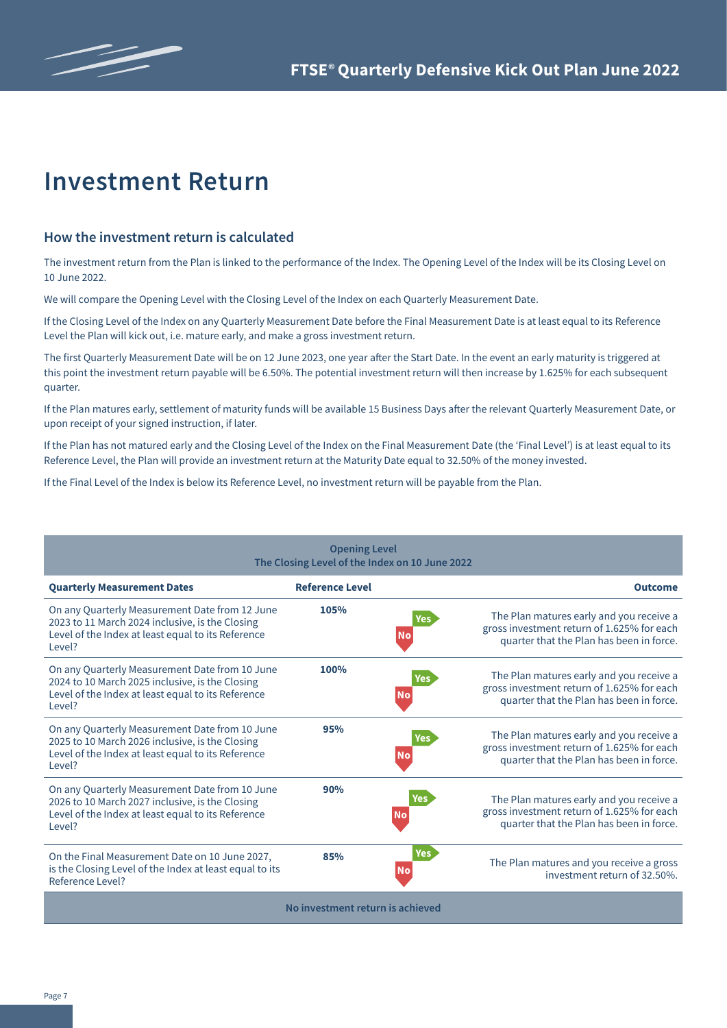# Investment Return

## How the investment return is calculated

The investment return from the Plan is linked to the performance of the Index. The Opening Level of the Index will be its Closing Level on 10 June 2022.

We will compare the Opening Level with the Closing Level of the Index on each Quarterly Measurement Date.

If the Closing Level of the Index on any Quarterly Measurement Date before the Final Measurement Date is at least equal to its Reference Level the Plan will kick out, i.e. mature early, and make a gross investment return.

The first Quarterly Measurement Date will be on 12 June 2023, one year after the Start Date. In the event an early maturity is triggered at this point the investment return payable will be 6.50%. The potential investment return will then increase by 1.625% for each subsequent quarter.

If the Plan matures early, settlement of maturity funds will be available 15 Business Days after the relevant Quarterly Measurement Date, or upon receipt of your signed instruction, if later.

If the Plan has not matured early and the Closing Level of the Index on the Final Measurement Date (the 'Final Level') is at least equal to its Reference Level, the Plan will provide an investment return at the Maturity Date equal to 32.50% of the money invested.

If the Final Level of the Index is below its Reference Level, no investment return will be payable from the Plan.

**Opening Level**
**The Closing Level of the Index on 10 June 2022**

| Quarterly Measurement Dates | Reference Level | | Outcome |
|---|---|---|---|
| On any Quarterly Measurement Date from 12 June 2023 to 11 March 2024 inclusive, is the Closing Level of the Index at least equal to its Reference Level? | 105% | Yes / No | The Plan matures early and you receive a gross investment return of 1.625% for each quarter that the Plan has been in force. |
| On any Quarterly Measurement Date from 10 June 2024 to 10 March 2025 inclusive, is the Closing Level of the Index at least equal to its Reference Level? | 100% | Yes / No | The Plan matures early and you receive a gross investment return of 1.625% for each quarter that the Plan has been in force. |
| On any Quarterly Measurement Date from 10 June 2025 to 10 March 2026 inclusive, is the Closing Level of the Index at least equal to its Reference Level? | 95% | Yes / No | The Plan matures early and you receive a gross investment return of 1.625% for each quarter that the Plan has been in force. |
| On any Quarterly Measurement Date from 10 June 2026 to 10 March 2027 inclusive, is the Closing Level of the Index at least equal to its Reference Level? | 90% | Yes / No | The Plan matures early and you receive a gross investment return of 1.625% for each quarter that the Plan has been in force. |
| On the Final Measurement Date on 10 June 2027, is the Closing Level of the Index at least equal to its Reference Level? | 85% | Yes / No | The Plan matures and you receive a gross investment return of 32.50%. |

**No investment return is achieved**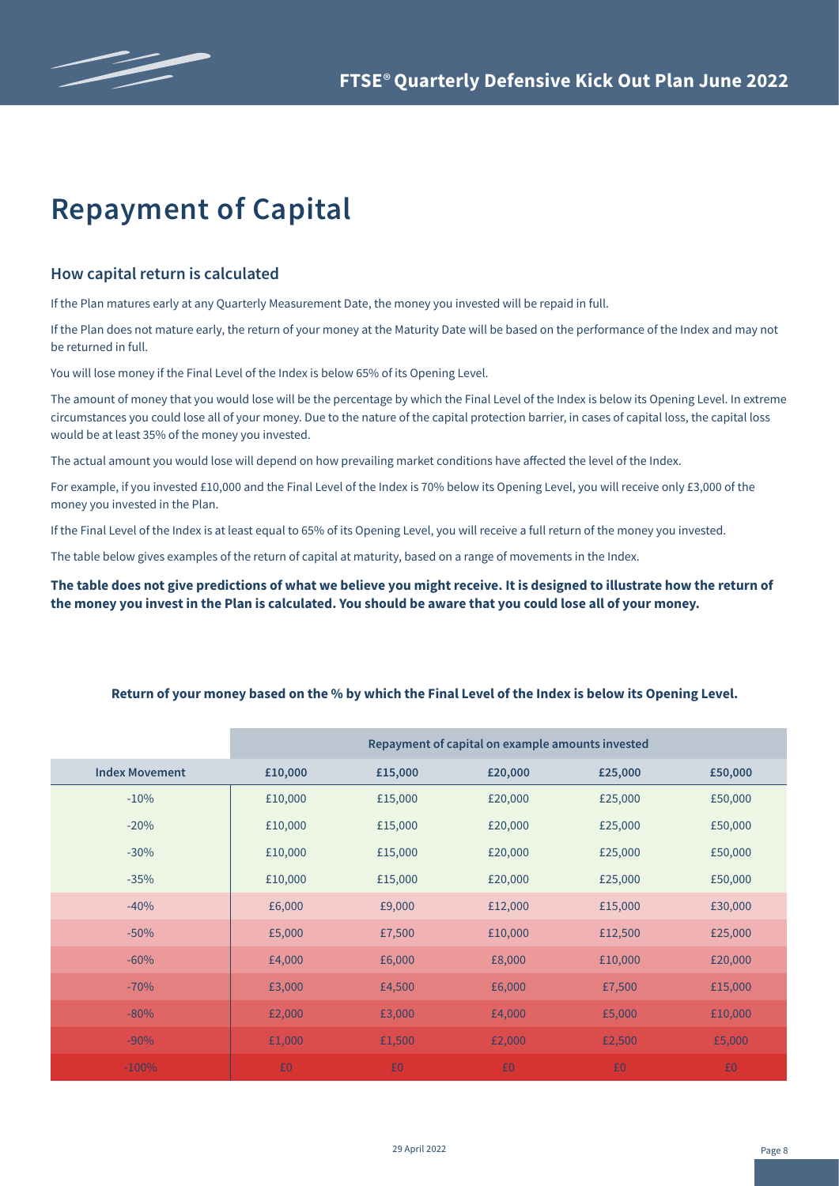# Repayment of Capital

## How capital return is calculated

If the Plan matures early at any Quarterly Measurement Date, the money you invested will be repaid in full.

If the Plan does not mature early, the return of your money at the Maturity Date will be based on the performance of the Index and may not be returned in full.

You will lose money if the Final Level of the Index is below 65% of its Opening Level.

The amount of money that you would lose will be the percentage by which the Final Level of the Index is below its Opening Level. In extreme circumstances you could lose all of your money. Due to the nature of the capital protection barrier, in cases of capital loss, the capital loss would be at least 35% of the money you invested.

The actual amount you would lose will depend on how prevailing market conditions have affected the level of the Index.

For example, if you invested £10,000 and the Final Level of the Index is 70% below its Opening Level, you will receive only £3,000 of the money you invested in the Plan.

If the Final Level of the Index is at least equal to 65% of its Opening Level, you will receive a full return of the money you invested.

The table below gives examples of the return of capital at maturity, based on a range of movements in the Index.

**The table does not give predictions of what we believe you might receive. It is designed to illustrate how the return of the money you invest in the Plan is calculated. You should be aware that you could lose all of your money.**

**Return of your money based on the % by which the Final Level of the Index is below its Opening Level.**

| | Repayment of capital on example amounts invested | | | | |
|---|---|---|---|---|---|
| **Index Movement** | **£10,000** | **£15,000** | **£20,000** | **£25,000** | **£50,000** |
| -10% | £10,000 | £15,000 | £20,000 | £25,000 | £50,000 |
| -20% | £10,000 | £15,000 | £20,000 | £25,000 | £50,000 |
| -30% | £10,000 | £15,000 | £20,000 | £25,000 | £50,000 |
| -35% | £10,000 | £15,000 | £20,000 | £25,000 | £50,000 |
| -40% | £6,000 | £9,000 | £12,000 | £15,000 | £30,000 |
| -50% | £5,000 | £7,500 | £10,000 | £12,500 | £25,000 |
| -60% | £4,000 | £6,000 | £8,000 | £10,000 | £20,000 |
| -70% | £3,000 | £4,500 | £6,000 | £7,500 | £15,000 |
| -80% | £2,000 | £3,000 | £4,000 | £5,000 | £10,000 |
| -90% | £1,000 | £1,500 | £2,000 | £2,500 | £5,000 |
| -100% | £0 | £0 | £0 | £0 | £0 |

29 April 2022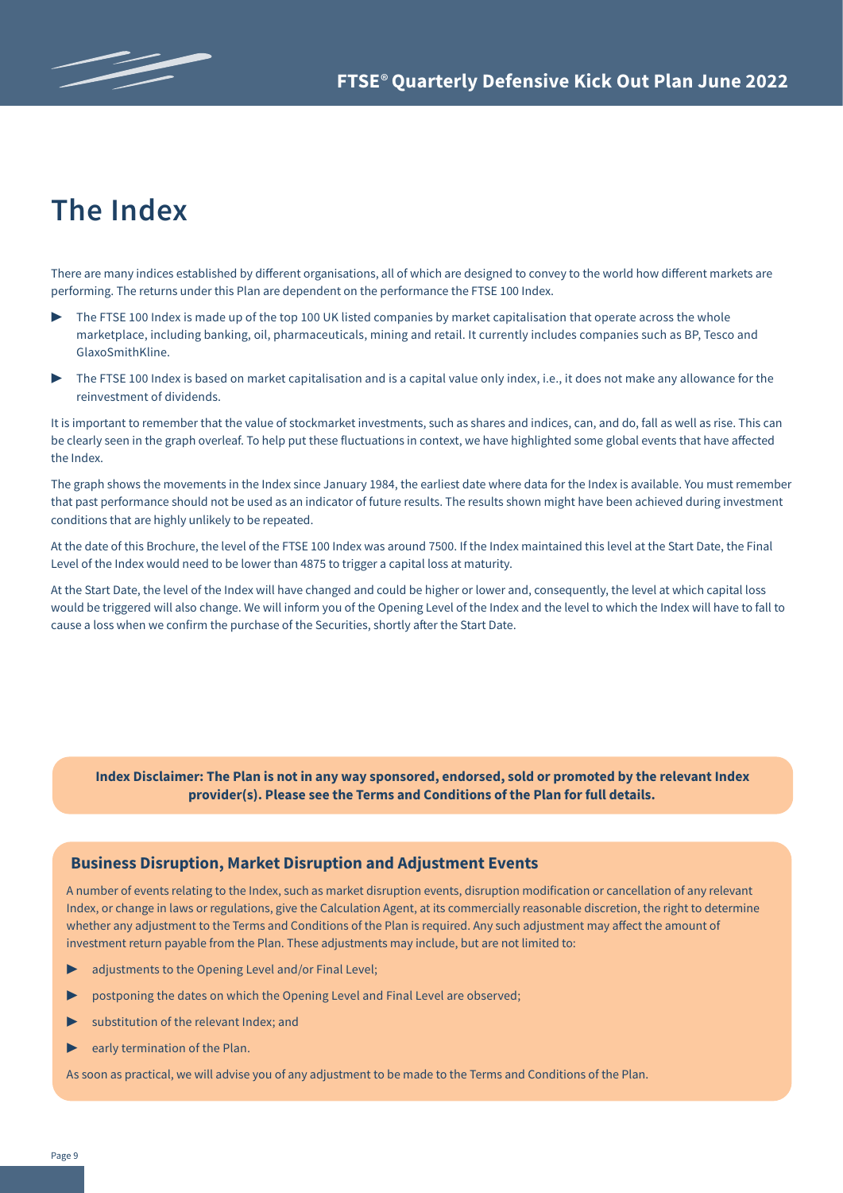# The Index

There are many indices established by different organisations, all of which are designed to convey to the world how different markets are performing. The returns under this Plan are dependent on the performance the FTSE 100 Index.

- The FTSE 100 Index is made up of the top 100 UK listed companies by market capitalisation that operate across the whole marketplace, including banking, oil, pharmaceuticals, mining and retail. It currently includes companies such as BP, Tesco and GlaxoSmithKline.
- The FTSE 100 Index is based on market capitalisation and is a capital value only index, i.e., it does not make any allowance for the reinvestment of dividends.

It is important to remember that the value of stockmarket investments, such as shares and indices, can, and do, fall as well as rise. This can be clearly seen in the graph overleaf. To help put these fluctuations in context, we have highlighted some global events that have affected the Index.

The graph shows the movements in the Index since January 1984, the earliest date where data for the Index is available. You must remember that past performance should not be used as an indicator of future results. The results shown might have been achieved during investment conditions that are highly unlikely to be repeated.

At the date of this Brochure, the level of the FTSE 100 Index was around 7500. If the Index maintained this level at the Start Date, the Final Level of the Index would need to be lower than 4875 to trigger a capital loss at maturity.

At the Start Date, the level of the Index will have changed and could be higher or lower and, consequently, the level at which capital loss would be triggered will also change. We will inform you of the Opening Level of the Index and the level to which the Index will have to fall to cause a loss when we confirm the purchase of the Securities, shortly after the Start Date.

**Index Disclaimer: The Plan is not in any way sponsored, endorsed, sold or promoted by the relevant Index provider(s). Please see the Terms and Conditions of the Plan for full details.**

### Business Disruption, Market Disruption and Adjustment Events

A number of events relating to the Index, such as market disruption events, disruption modification or cancellation of any relevant Index, or change in laws or regulations, give the Calculation Agent, at its commercially reasonable discretion, the right to determine whether any adjustment to the Terms and Conditions of the Plan is required. Any such adjustment may affect the amount of investment return payable from the Plan. These adjustments may include, but are not limited to:

- adjustments to the Opening Level and/or Final Level;
- postponing the dates on which the Opening Level and Final Level are observed;
- substitution of the relevant Index; and
- early termination of the Plan.

As soon as practical, we will advise you of any adjustment to be made to the Terms and Conditions of the Plan.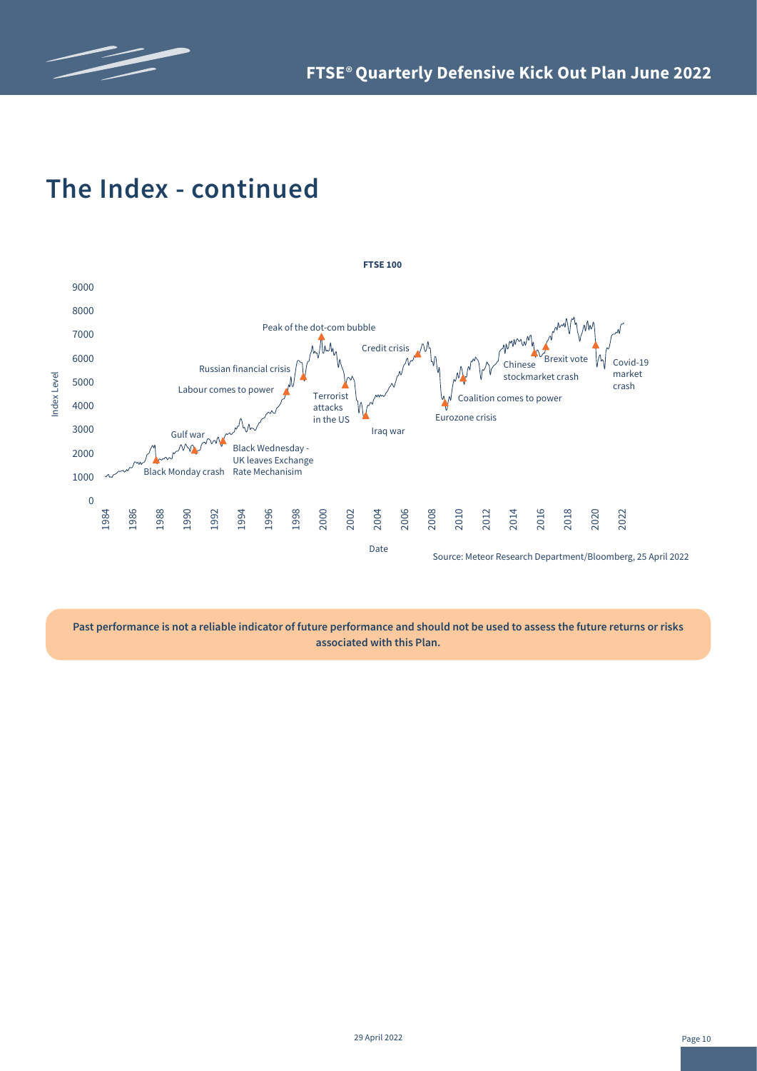# The Index - continued

**FTSE 100**

Source: Meteor Research Department/Bloomberg, 25 April 2022

**Past performance is not a reliable indicator of future performance and should not be used to assess the future returns or risks associated with this Plan.**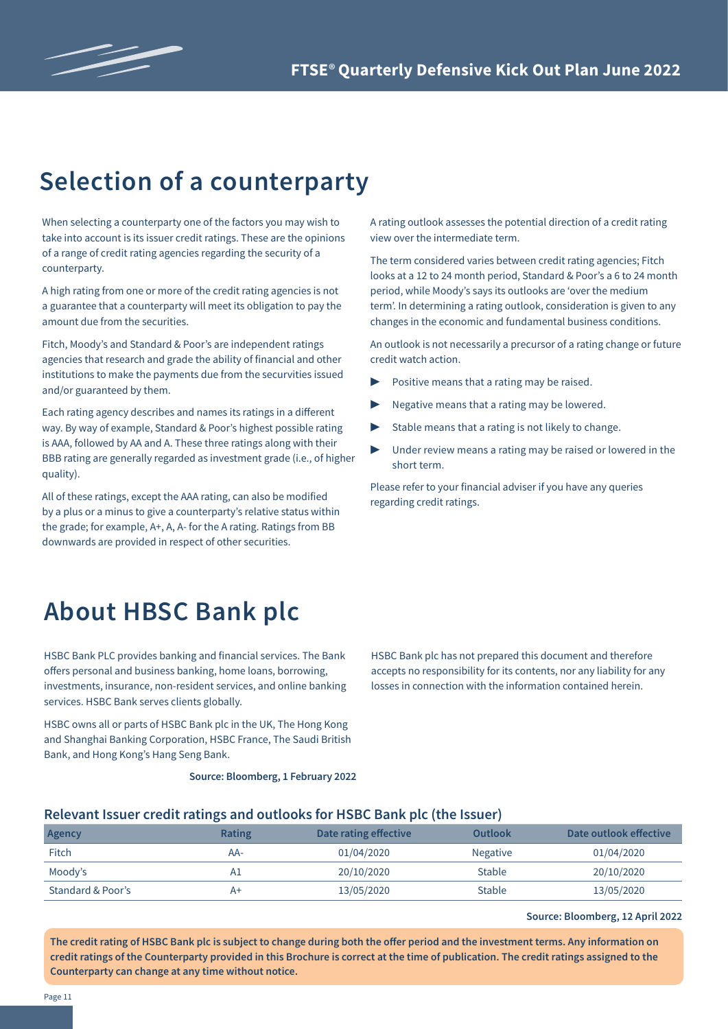# Selection of a counterparty

When selecting a counterparty one of the factors you may wish to take into account is its issuer credit ratings. These are the opinions of a range of credit rating agencies regarding the security of a counterparty.

A high rating from one or more of the credit rating agencies is not a guarantee that a counterparty will meet its obligation to pay the amount due from the securities.

Fitch, Moody's and Standard & Poor's are independent ratings agencies that research and grade the ability of financial and other institutions to make the payments due from the securities issued and/or guaranteed by them.

Each rating agency describes and names its ratings in a different way. By way of example, Standard & Poor's highest possible rating is AAA, followed by AA and A. These three ratings along with their BBB rating are generally regarded as investment grade (i.e., of higher quality).

All of these ratings, except the AAA rating, can also be modified by a plus or a minus to give a counterparty's relative status within the grade; for example, A+, A, A- for the A rating. Ratings from BB downwards are provided in respect of other securities.

A rating outlook assesses the potential direction of a credit rating view over the intermediate term.

The term considered varies between credit rating agencies; Fitch looks at a 12 to 24 month period, Standard & Poor's a 6 to 24 month period, while Moody's says its outlooks are 'over the medium term'. In determining a rating outlook, consideration is given to any changes in the economic and fundamental business conditions.

An outlook is not necessarily a precursor of a rating change or future credit watch action.

- Positive means that a rating may be raised.
- Negative means that a rating may be lowered.
- Stable means that a rating is not likely to change.
- Under review means a rating may be raised or lowered in the short term.

Please refer to your financial adviser if you have any queries regarding credit ratings.

# About HBSC Bank plc

HSBC Bank PLC provides banking and financial services. The Bank offers personal and business banking, home loans, borrowing, investments, insurance, non-resident services, and online banking services. HSBC Bank serves clients globally.

HSBC owns all or parts of HSBC Bank plc in the UK, The Hong Kong and Shanghai Banking Corporation, HSBC France, The Saudi British Bank, and Hong Kong's Hang Seng Bank.

**Source: Bloomberg, 1 February 2022**

HSBC Bank plc has not prepared this document and therefore accepts no responsibility for its contents, nor any liability for any losses in connection with the information contained herein.

## Relevant Issuer credit ratings and outlooks for HSBC Bank plc (the Issuer)

| Agency | Rating | Date rating effective | Outlook | Date outlook effective |
|---|---|---|---|---|
| Fitch | AA- | 01/04/2020 | Negative | 01/04/2020 |
| Moody's | A1 | 20/10/2020 | Stable | 20/10/2020 |
| Standard & Poor's | A+ | 13/05/2020 | Stable | 13/05/2020 |

**Source: Bloomberg, 12 April 2022**

**The credit rating of HSBC Bank plc is subject to change during both the offer period and the investment terms. Any information on credit ratings of the Counterparty provided in this Brochure is correct at the time of publication. The credit ratings assigned to the Counterparty can change at any time without notice.**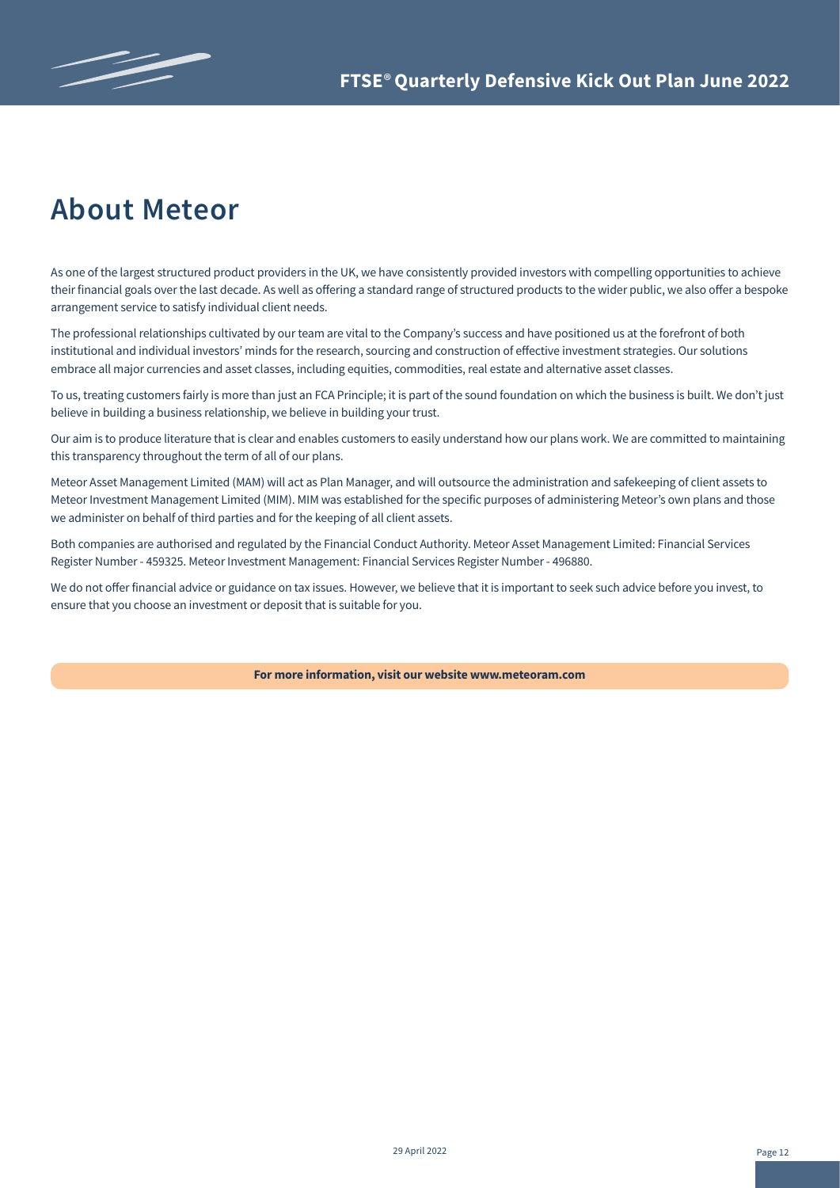# About Meteor

As one of the largest structured product providers in the UK, we have consistently provided investors with compelling opportunities to achieve their financial goals over the last decade. As well as offering a standard range of structured products to the wider public, we also offer a bespoke arrangement service to satisfy individual client needs.

The professional relationships cultivated by our team are vital to the Company's success and have positioned us at the forefront of both institutional and individual investors' minds for the research, sourcing and construction of effective investment strategies. Our solutions embrace all major currencies and asset classes, including equities, commodities, real estate and alternative asset classes.

To us, treating customers fairly is more than just an FCA Principle; it is part of the sound foundation on which the business is built. We don't just believe in building a business relationship, we believe in building your trust.

Our aim is to produce literature that is clear and enables customers to easily understand how our plans work. We are committed to maintaining this transparency throughout the term of all of our plans.

Meteor Asset Management Limited (MAM) will act as Plan Manager, and will outsource the administration and safekeeping of client assets to Meteor Investment Management Limited (MIM). MIM was established for the specific purposes of administering Meteor's own plans and those we administer on behalf of third parties and for the keeping of all client assets.

Both companies are authorised and regulated by the Financial Conduct Authority. Meteor Asset Management Limited: Financial Services Register Number - 459325. Meteor Investment Management: Financial Services Register Number - 496880.

We do not offer financial advice or guidance on tax issues. However, we believe that it is important to seek such advice before you invest, to ensure that you choose an investment or deposit that is suitable for you.

**For more information, visit our website www.meteoram.com**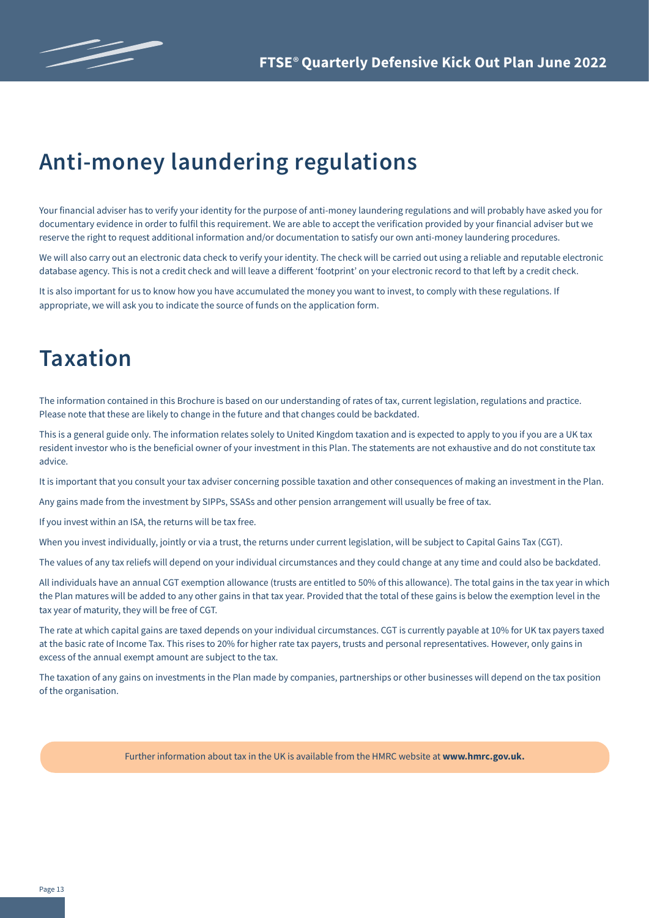## Anti-money laundering regulations

Your financial adviser has to verify your identity for the purpose of anti-money laundering regulations and will probably have asked you for documentary evidence in order to fulfil this requirement. We are able to accept the verification provided by your financial adviser but we reserve the right to request additional information and/or documentation to satisfy our own anti-money laundering procedures.

We will also carry out an electronic data check to verify your identity. The check will be carried out using a reliable and reputable electronic database agency. This is not a credit check and will leave a different 'footprint' on your electronic record to that left by a credit check.

It is also important for us to know how you have accumulated the money you want to invest, to comply with these regulations. If appropriate, we will ask you to indicate the source of funds on the application form.

## Taxation

The information contained in this Brochure is based on our understanding of rates of tax, current legislation, regulations and practice. Please note that these are likely to change in the future and that changes could be backdated.

This is a general guide only. The information relates solely to United Kingdom taxation and is expected to apply to you if you are a UK tax resident investor who is the beneficial owner of your investment in this Plan. The statements are not exhaustive and do not constitute tax advice.

It is important that you consult your tax adviser concerning possible taxation and other consequences of making an investment in the Plan.

Any gains made from the investment by SIPPs, SSASs and other pension arrangement will usually be free of tax.

If you invest within an ISA, the returns will be tax free.

When you invest individually, jointly or via a trust, the returns under current legislation, will be subject to Capital Gains Tax (CGT).

The values of any tax reliefs will depend on your individual circumstances and they could change at any time and could also be backdated.

All individuals have an annual CGT exemption allowance (trusts are entitled to 50% of this allowance). The total gains in the tax year in which the Plan matures will be added to any other gains in that tax year. Provided that the total of these gains is below the exemption level in the tax year of maturity, they will be free of CGT.

The rate at which capital gains are taxed depends on your individual circumstances. CGT is currently payable at 10% for UK tax payers taxed at the basic rate of Income Tax. This rises to 20% for higher rate tax payers, trusts and personal representatives. However, only gains in excess of the annual exempt amount are subject to the tax.

The taxation of any gains on investments in the Plan made by companies, partnerships or other businesses will depend on the tax position of the organisation.

Further information about tax in the UK is available from the HMRC website at **www.hmrc.gov.uk.**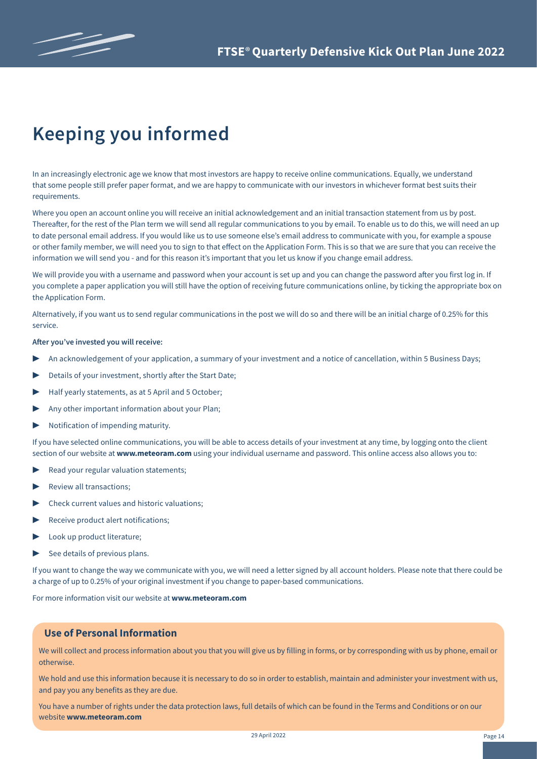# Keeping you informed

In an increasingly electronic age we know that most investors are happy to receive online communications. Equally, we understand that some people still prefer paper format, and we are happy to communicate with our investors in whichever format best suits their requirements.

Where you open an account online you will receive an initial acknowledgement and an initial transaction statement from us by post. Thereafter, for the rest of the Plan term we will send all regular communications to you by email. To enable us to do this, we will need an up to date personal email address. If you would like us to use someone else's email address to communicate with you, for example a spouse or other family member, we will need you to sign to that effect on the Application Form. This is so that we are sure that you can receive the information we will send you - and for this reason it's important that you let us know if you change email address.

We will provide you with a username and password when your account is set up and you can change the password after you first log in. If you complete a paper application you will still have the option of receiving future communications online, by ticking the appropriate box on the Application Form.

Alternatively, if you want us to send regular communications in the post we will do so and there will be an initial charge of 0.25% for this service.

**After you've invested you will receive:**

- An acknowledgement of your application, a summary of your investment and a notice of cancellation, within 5 Business Days;
- Details of your investment, shortly after the Start Date;
- Half yearly statements, as at 5 April and 5 October;
- Any other important information about your Plan;
- Notification of impending maturity.

If you have selected online communications, you will be able to access details of your investment at any time, by logging onto the client section of our website at **www.meteoram.com** using your individual username and password. This online access also allows you to:

- Read your regular valuation statements;
- Review all transactions;
- Check current values and historic valuations;
- Receive product alert notifications;
- Look up product literature;
- See details of previous plans.

If you want to change the way we communicate with you, we will need a letter signed by all account holders. Please note that there could be a charge of up to 0.25% of your original investment if you change to paper-based communications.

For more information visit our website at **www.meteoram.com**

## Use of Personal Information

We will collect and process information about you that you will give us by filling in forms, or by corresponding with us by phone, email or otherwise.

We hold and use this information because it is necessary to do so in order to establish, maintain and administer your investment with us, and pay you any benefits as they are due.

You have a number of rights under the data protection laws, full details of which can be found in the Terms and Conditions or on our website **www.meteoram.com**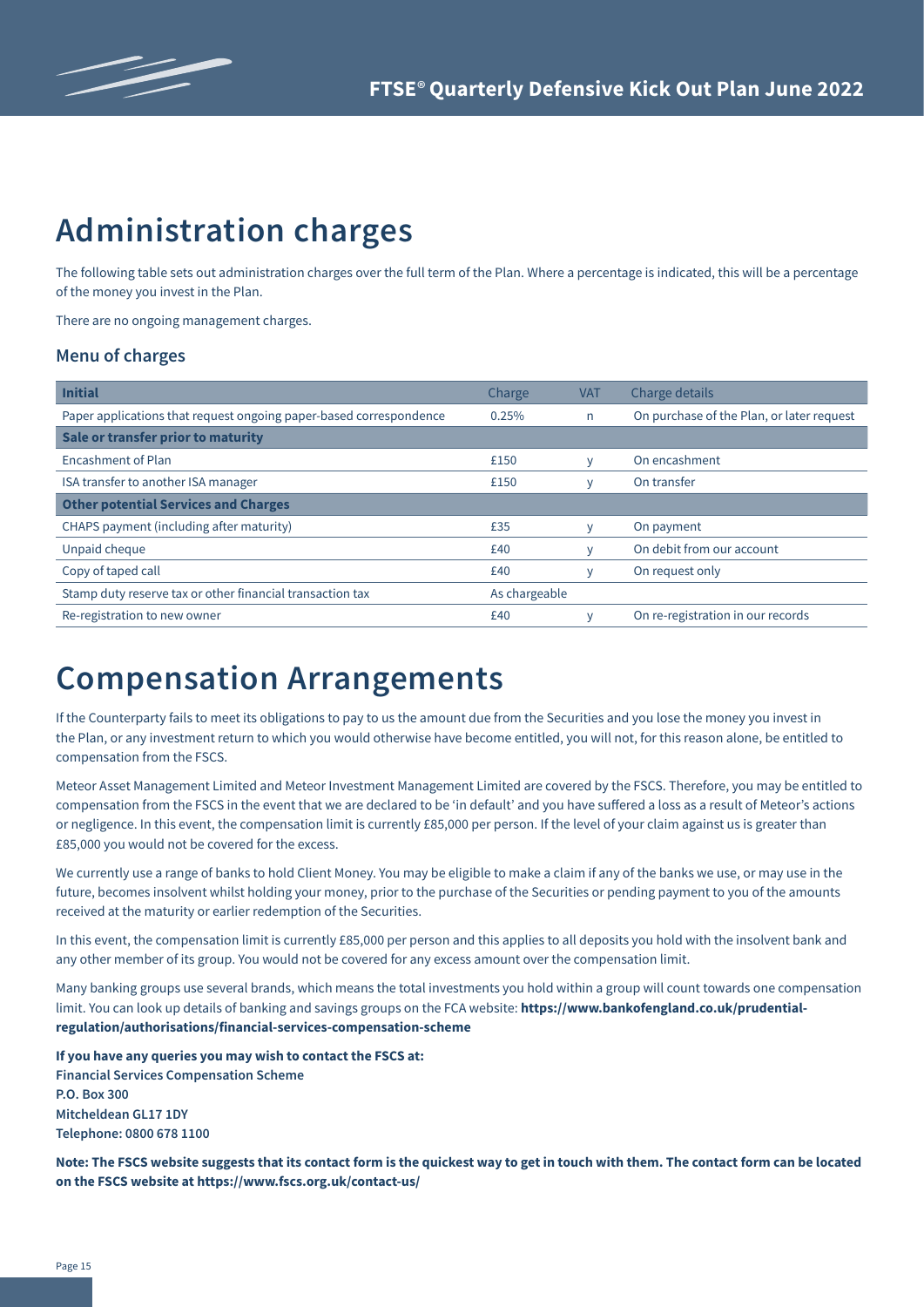# Administration charges

The following table sets out administration charges over the full term of the Plan. Where a percentage is indicated, this will be a percentage of the money you invest in the Plan.

There are no ongoing management charges.

## Menu of charges

| **Initial** | Charge | VAT | Charge details |
|---|---|---|---|
| Paper applications that request ongoing paper-based correspondence | 0.25% | n | On purchase of the Plan, or later request |
| **Sale or transfer prior to maturity** | | | |
| Encashment of Plan | £150 | y | On encashment |
| ISA transfer to another ISA manager | £150 | y | On transfer |
| **Other potential Services and Charges** | | | |
| CHAPS payment (including after maturity) | £35 | y | On payment |
| Unpaid cheque | £40 | y | On debit from our account |
| Copy of taped call | £40 | y | On request only |
| Stamp duty reserve tax or other financial transaction tax | As chargeable | | |
| Re-registration to new owner | £40 | y | On re-registration in our records |

# Compensation Arrangements

If the Counterparty fails to meet its obligations to pay to us the amount due from the Securities and you lose the money you invest in the Plan, or any investment return to which you would otherwise have become entitled, you will not, for this reason alone, be entitled to compensation from the FSCS.

Meteor Asset Management Limited and Meteor Investment Management Limited are covered by the FSCS. Therefore, you may be entitled to compensation from the FSCS in the event that we are declared to be 'in default' and you have suffered a loss as a result of Meteor's actions or negligence. In this event, the compensation limit is currently £85,000 per person. If the level of your claim against us is greater than £85,000 you would not be covered for the excess.

We currently use a range of banks to hold Client Money. You may be eligible to make a claim if any of the banks we use, or may use in the future, becomes insolvent whilst holding your money, prior to the purchase of the Securities or pending payment to you of the amounts received at the maturity or earlier redemption of the Securities.

In this event, the compensation limit is currently £85,000 per person and this applies to all deposits you hold with the insolvent bank and any other member of its group. You would not be covered for any excess amount over the compensation limit.

Many banking groups use several brands, which means the total investments you hold within a group will count towards one compensation limit. You can look up details of banking and savings groups on the FCA website: **https://www.bankofengland.co.uk/prudential-regulation/authorisations/financial-services-compensation-scheme**

**If you have any queries you may wish to contact the FSCS at:**
**Financial Services Compensation Scheme**
**P.O. Box 300**
**Mitcheldean GL17 1DY**
**Telephone: 0800 678 1100**

**Note: The FSCS website suggests that its contact form is the quickest way to get in touch with them. The contact form can be located on the FSCS website at https://www.fscs.org.uk/contact-us/**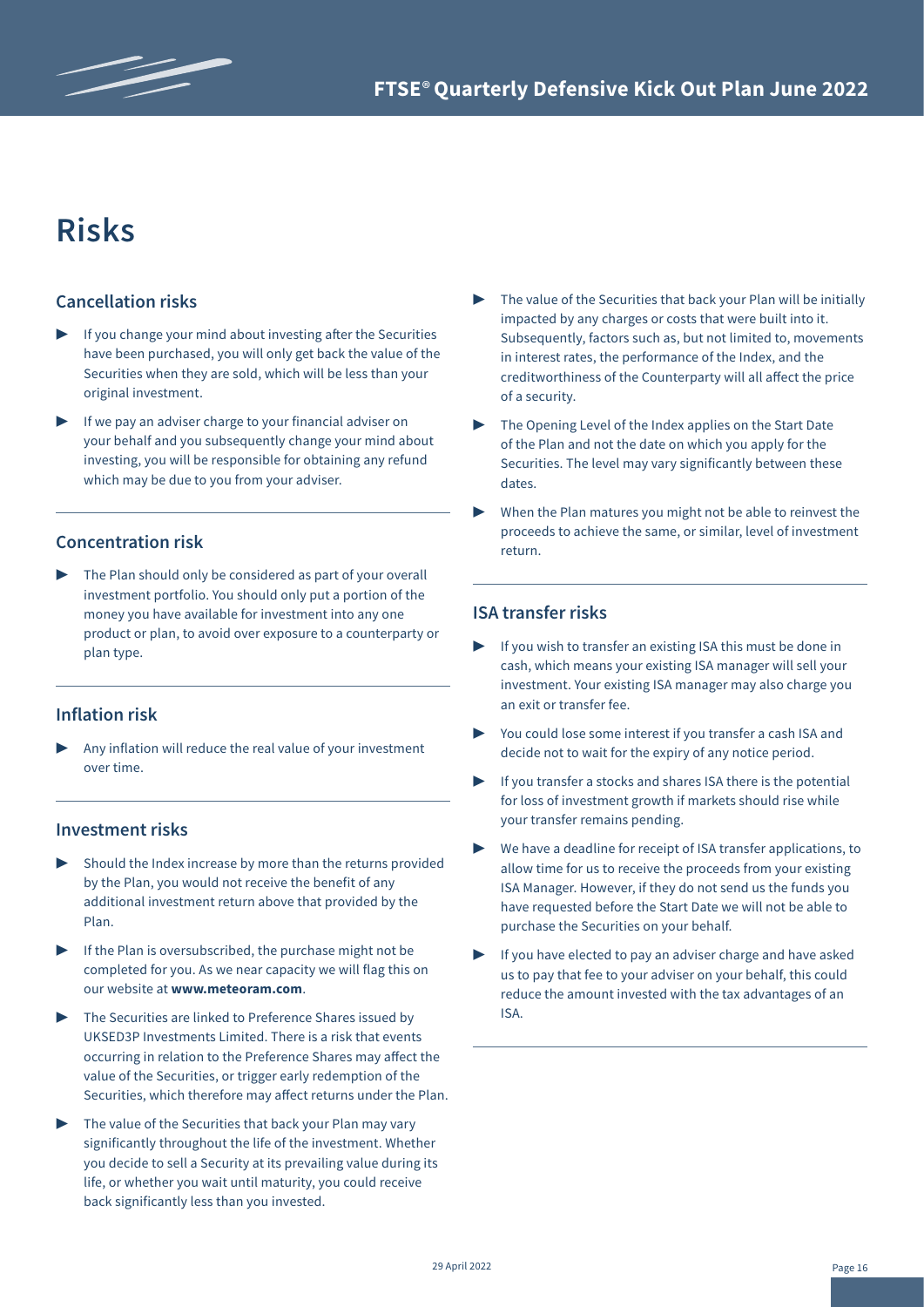# Risks

## Cancellation risks

- If you change your mind about investing after the Securities have been purchased, you will only get back the value of the Securities when they are sold, which will be less than your original investment.
- If we pay an adviser charge to your financial adviser on your behalf and you subsequently change your mind about investing, you will be responsible for obtaining any refund which may be due to you from your adviser.

## Concentration risk

- The Plan should only be considered as part of your overall investment portfolio. You should only put a portion of the money you have available for investment into any one product or plan, to avoid over exposure to a counterparty or plan type.

## Inflation risk

- Any inflation will reduce the real value of your investment over time.

## Investment risks

- Should the Index increase by more than the returns provided by the Plan, you would not receive the benefit of any additional investment return above that provided by the Plan.
- If the Plan is oversubscribed, the purchase might not be completed for you. As we near capacity we will flag this on our website at **www.meteoram.com**.
- The Securities are linked to Preference Shares issued by UKSED3P Investments Limited. There is a risk that events occurring in relation to the Preference Shares may affect the value of the Securities, or trigger early redemption of the Securities, which therefore may affect returns under the Plan.
- The value of the Securities that back your Plan may vary significantly throughout the life of the investment. Whether you decide to sell a Security at its prevailing value during its life, or whether you wait until maturity, you could receive back significantly less than you invested.
- The value of the Securities that back your Plan will be initially impacted by any charges or costs that were built into it. Subsequently, factors such as, but not limited to, movements in interest rates, the performance of the Index, and the creditworthiness of the Counterparty will all affect the price of a security.
- The Opening Level of the Index applies on the Start Date of the Plan and not the date on which you apply for the Securities. The level may vary significantly between these dates.
- When the Plan matures you might not be able to reinvest the proceeds to achieve the same, or similar, level of investment return.

## ISA transfer risks

- If you wish to transfer an existing ISA this must be done in cash, which means your existing ISA manager will sell your investment. Your existing ISA manager may also charge you an exit or transfer fee.
- You could lose some interest if you transfer a cash ISA and decide not to wait for the expiry of any notice period.
- If you transfer a stocks and shares ISA there is the potential for loss of investment growth if markets should rise while your transfer remains pending.
- We have a deadline for receipt of ISA transfer applications, to allow time for us to receive the proceeds from your existing ISA Manager. However, if they do not send us the funds you have requested before the Start Date we will not be able to purchase the Securities on your behalf.
- If you have elected to pay an adviser charge and have asked us to pay that fee to your adviser on your behalf, this could reduce the amount invested with the tax advantages of an ISA.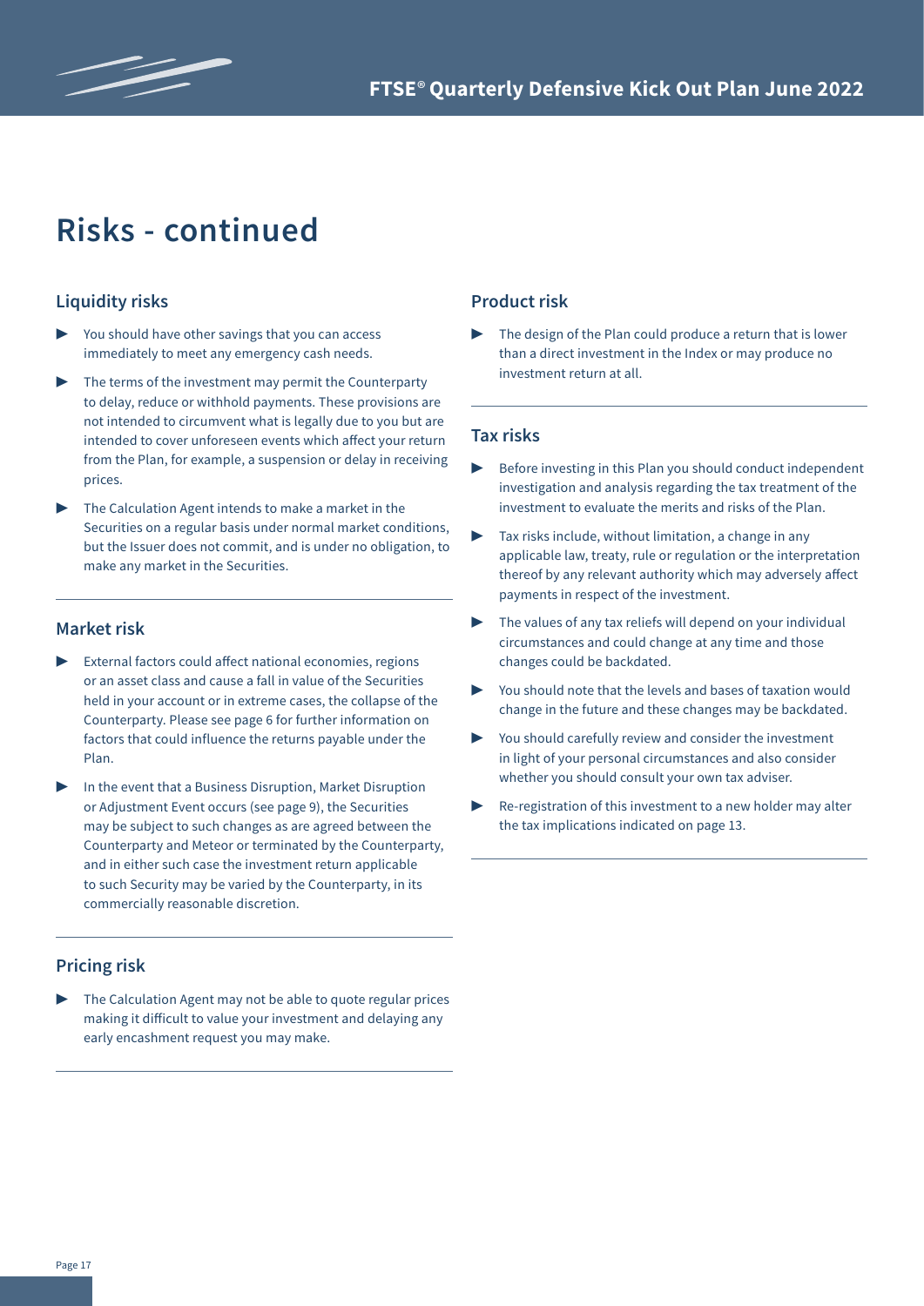# Risks - continued

## Liquidity risks

- You should have other savings that you can access immediately to meet any emergency cash needs.
- The terms of the investment may permit the Counterparty to delay, reduce or withhold payments. These provisions are not intended to circumvent what is legally due to you but are intended to cover unforeseen events which affect your return from the Plan, for example, a suspension or delay in receiving prices.
- The Calculation Agent intends to make a market in the Securities on a regular basis under normal market conditions, but the Issuer does not commit, and is under no obligation, to make any market in the Securities.

## Market risk

- External factors could affect national economies, regions or an asset class and cause a fall in value of the Securities held in your account or in extreme cases, the collapse of the Counterparty. Please see page 6 for further information on factors that could influence the returns payable under the Plan.
- In the event that a Business Disruption, Market Disruption or Adjustment Event occurs (see page 9), the Securities may be subject to such changes as are agreed between the Counterparty and Meteor or terminated by the Counterparty, and in either such case the investment return applicable to such Security may be varied by the Counterparty, in its commercially reasonable discretion.

## Pricing risk

- The Calculation Agent may not be able to quote regular prices making it difficult to value your investment and delaying any early encashment request you may make.

## Product risk

- The design of the Plan could produce a return that is lower than a direct investment in the Index or may produce no investment return at all.

## Tax risks

- Before investing in this Plan you should conduct independent investigation and analysis regarding the tax treatment of the investment to evaluate the merits and risks of the Plan.
- Tax risks include, without limitation, a change in any applicable law, treaty, rule or regulation or the interpretation thereof by any relevant authority which may adversely affect payments in respect of the investment.
- The values of any tax reliefs will depend on your individual circumstances and could change at any time and those changes could be backdated.
- You should note that the levels and bases of taxation would change in the future and these changes may be backdated.
- You should carefully review and consider the investment in light of your personal circumstances and also consider whether you should consult your own tax adviser.
- Re-registration of this investment to a new holder may alter the tax implications indicated on page 13.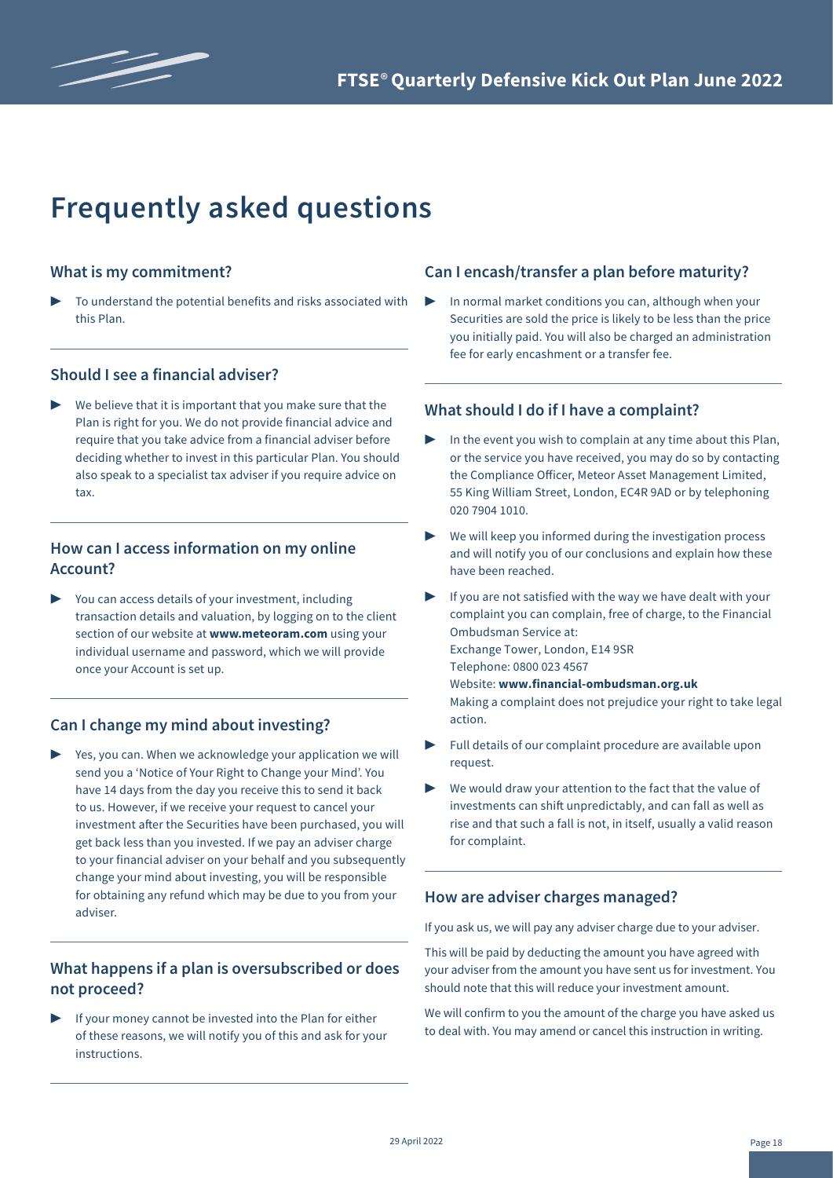# Frequently asked questions

## What is my commitment?

- To understand the potential benefits and risks associated with this Plan.

## Should I see a financial adviser?

- We believe that it is important that you make sure that the Plan is right for you. We do not provide financial advice and require that you take advice from a financial adviser before deciding whether to invest in this particular Plan. You should also speak to a specialist tax adviser if you require advice on tax.

## How can I access information on my online Account?

- You can access details of your investment, including transaction details and valuation, by logging on to the client section of our website at **www.meteoram.com** using your individual username and password, which we will provide once your Account is set up.

## Can I change my mind about investing?

- Yes, you can. When we acknowledge your application we will send you a 'Notice of Your Right to Change your Mind'. You have 14 days from the day you receive this to send it back to us. However, if we receive your request to cancel your investment after the Securities have been purchased, you will get back less than you invested. If we pay an adviser charge to your financial adviser on your behalf and you subsequently change your mind about investing, you will be responsible for obtaining any refund which may be due to you from your adviser.

## What happens if a plan is oversubscribed or does not proceed?

- If your money cannot be invested into the Plan for either of these reasons, we will notify you of this and ask for your instructions.

## Can I encash/transfer a plan before maturity?

- In normal market conditions you can, although when your Securities are sold the price is likely to be less than the price you initially paid. You will also be charged an administration fee for early encashment or a transfer fee.

## What should I do if I have a complaint?

- In the event you wish to complain at any time about this Plan, or the service you have received, you may do so by contacting the Compliance Officer, Meteor Asset Management Limited, 55 King William Street, London, EC4R 9AD or by telephoning 020 7904 1010.
- We will keep you informed during the investigation process and will notify you of our conclusions and explain how these have been reached.
- If you are not satisfied with the way we have dealt with your complaint you can complain, free of charge, to the Financial Ombudsman Service at:
  Exchange Tower, London, E14 9SR
  Telephone: 0800 023 4567
  Website: **www.financial-ombudsman.org.uk**
  Making a complaint does not prejudice your right to take legal action.
- Full details of our complaint procedure are available upon request.
- We would draw your attention to the fact that the value of investments can shift unpredictably, and can fall as well as rise and that such a fall is not, in itself, usually a valid reason for complaint.

## How are adviser charges managed?

If you ask us, we will pay any adviser charge due to your adviser.

This will be paid by deducting the amount you have agreed with your adviser from the amount you have sent us for investment. You should note that this will reduce your investment amount.

We will confirm to you the amount of the charge you have asked us to deal with. You may amend or cancel this instruction in writing.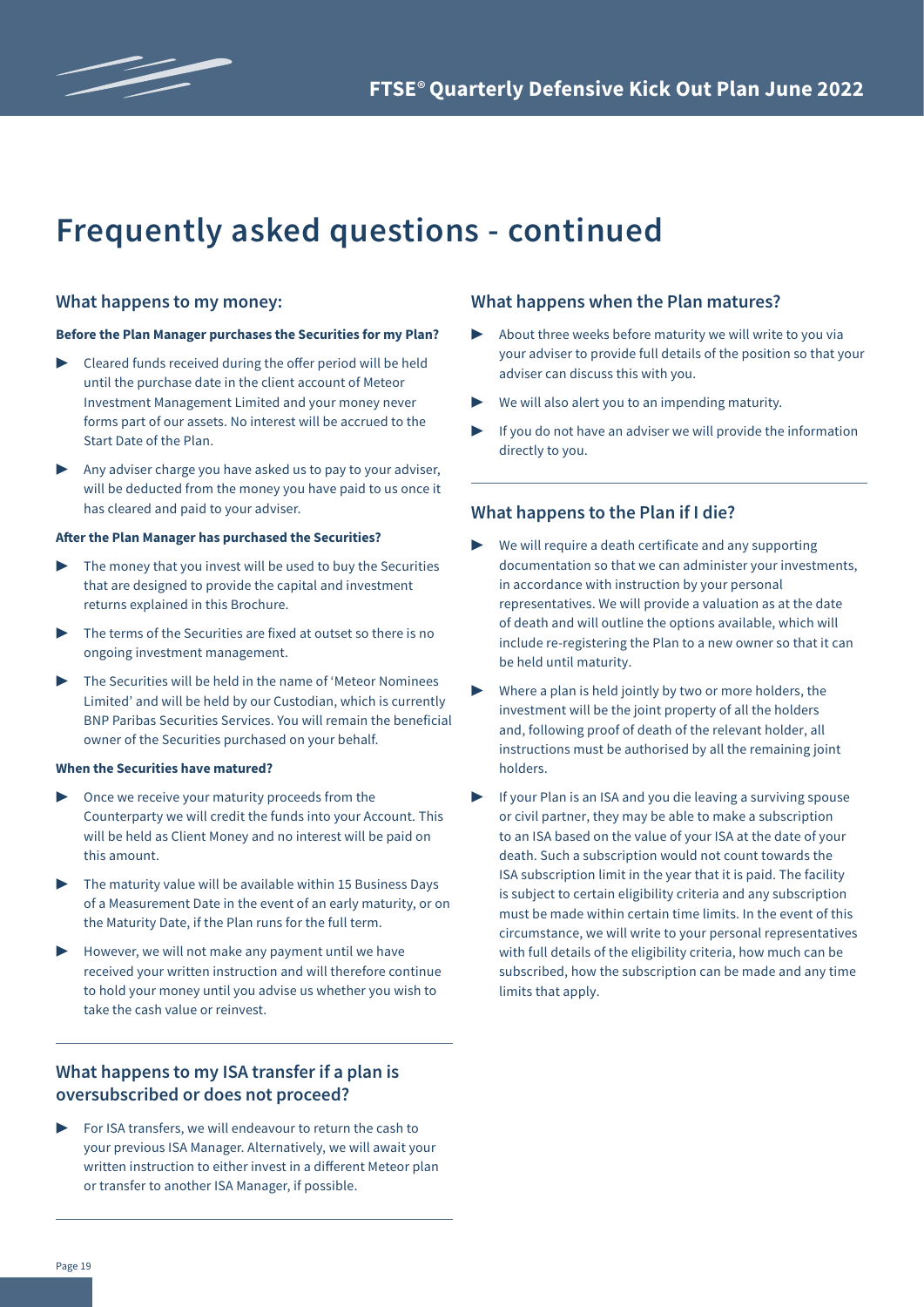# Frequently asked questions - continued

## What happens to my money:

**Before the Plan Manager purchases the Securities for my Plan?**

- Cleared funds received during the offer period will be held until the purchase date in the client account of Meteor Investment Management Limited and your money never forms part of our assets. No interest will be accrued to the Start Date of the Plan.
- Any adviser charge you have asked us to pay to your adviser, will be deducted from the money you have paid to us once it has cleared and paid to your adviser.

**After the Plan Manager has purchased the Securities?**

- The money that you invest will be used to buy the Securities that are designed to provide the capital and investment returns explained in this Brochure.
- The terms of the Securities are fixed at outset so there is no ongoing investment management.
- The Securities will be held in the name of 'Meteor Nominees Limited' and will be held by our Custodian, which is currently BNP Paribas Securities Services. You will remain the beneficial owner of the Securities purchased on your behalf.

**When the Securities have matured?**

- Once we receive your maturity proceeds from the Counterparty we will credit the funds into your Account. This will be held as Client Money and no interest will be paid on this amount.
- The maturity value will be available within 15 Business Days of a Measurement Date in the event of an early maturity, or on the Maturity Date, if the Plan runs for the full term.
- However, we will not make any payment until we have received your written instruction and will therefore continue to hold your money until you advise us whether you wish to take the cash value or reinvest.

## What happens to my ISA transfer if a plan is oversubscribed or does not proceed?

- For ISA transfers, we will endeavour to return the cash to your previous ISA Manager. Alternatively, we will await your written instruction to either invest in a different Meteor plan or transfer to another ISA Manager, if possible.

## What happens when the Plan matures?

- About three weeks before maturity we will write to you via your adviser to provide full details of the position so that your adviser can discuss this with you.
- We will also alert you to an impending maturity.
- If you do not have an adviser we will provide the information directly to you.

## What happens to the Plan if I die?

- We will require a death certificate and any supporting documentation so that we can administer your investments, in accordance with instruction by your personal representatives. We will provide a valuation as at the date of death and will outline the options available, which will include re-registering the Plan to a new owner so that it can be held until maturity.
- Where a plan is held jointly by two or more holders, the investment will be the joint property of all the holders and, following proof of death of the relevant holder, all instructions must be authorised by all the remaining joint holders.
- If your Plan is an ISA and you die leaving a surviving spouse or civil partner, they may be able to make a subscription to an ISA based on the value of your ISA at the date of your death. Such a subscription would not count towards the ISA subscription limit in the year that it is paid. The facility is subject to certain eligibility criteria and any subscription must be made within certain time limits. In the event of this circumstance, we will write to your personal representatives with full details of the eligibility criteria, how much can be subscribed, how the subscription can be made and any time limits that apply.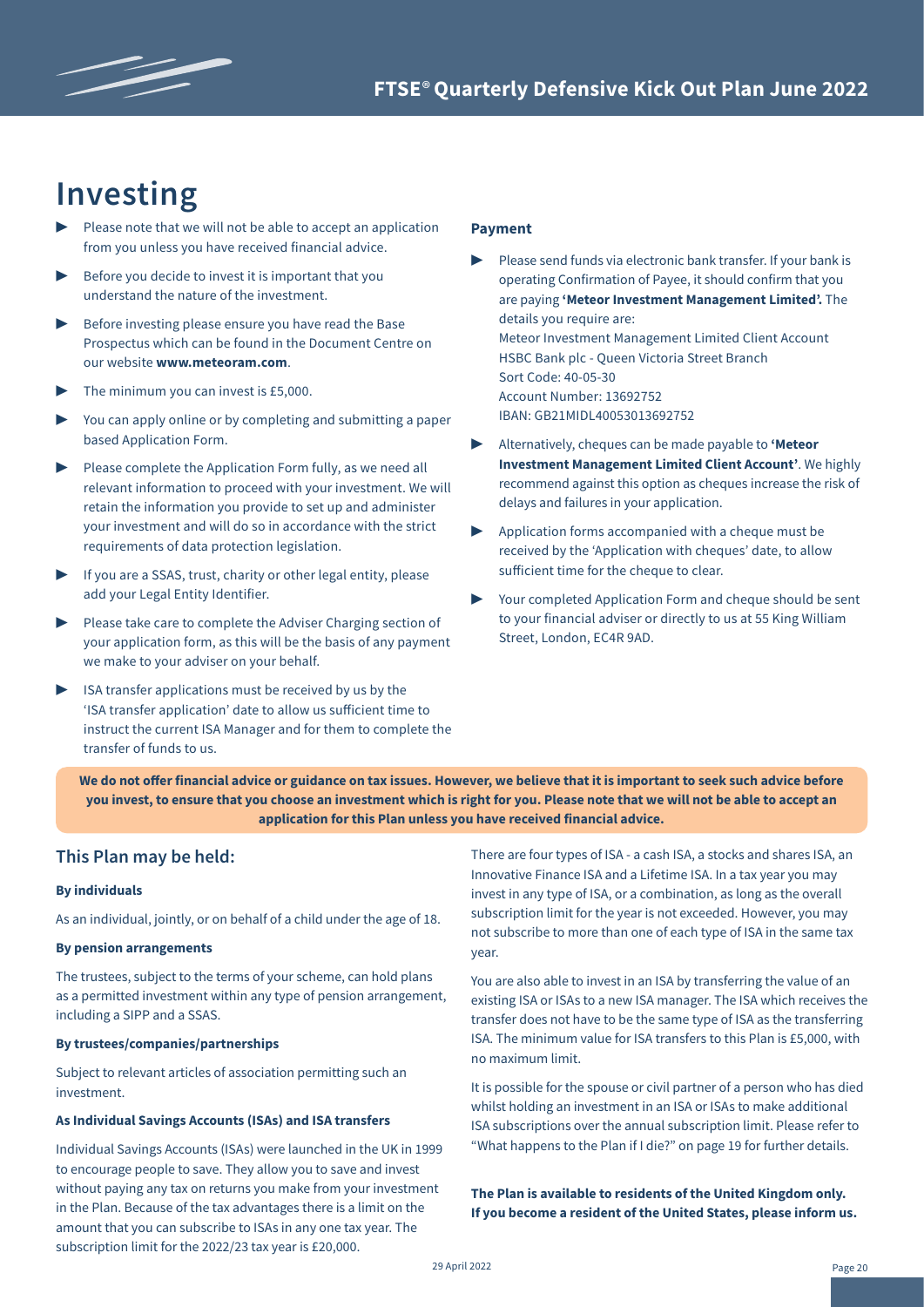# Investing

- Please note that we will not be able to accept an application from you unless you have received financial advice.
- Before you decide to invest it is important that you understand the nature of the investment.
- Before investing please ensure you have read the Base Prospectus which can be found in the Document Centre on our website **www.meteoram.com**.
- The minimum you can invest is £5,000.
- You can apply online or by completing and submitting a paper based Application Form.
- Please complete the Application Form fully, as we need all relevant information to proceed with your investment. We will retain the information you provide to set up and administer your investment and will do so in accordance with the strict requirements of data protection legislation.
- If you are a SSAS, trust, charity or other legal entity, please add your Legal Entity Identifier.
- Please take care to complete the Adviser Charging section of your application form, as this will be the basis of any payment we make to your adviser on your behalf.
- ISA transfer applications must be received by us by the 'ISA transfer application' date to allow us sufficient time to instruct the current ISA Manager and for them to complete the transfer of funds to us.

### Payment

- Please send funds via electronic bank transfer. If your bank is operating Confirmation of Payee, it should confirm that you are paying **'Meteor Investment Management Limited'.** The details you require are:
  Meteor Investment Management Limited Client Account
  HSBC Bank plc - Queen Victoria Street Branch
  Sort Code: 40-05-30
  Account Number: 13692752
  IBAN: GB21MIDL40053013692752
- Alternatively, cheques can be made payable to **'Meteor Investment Management Limited Client Account'**. We highly recommend against this option as cheques increase the risk of delays and failures in your application.
- Application forms accompanied with a cheque must be received by the 'Application with cheques' date, to allow sufficient time for the cheque to clear.
- Your completed Application Form and cheque should be sent to your financial adviser or directly to us at 55 King William Street, London, EC4R 9AD.

**We do not offer financial advice or guidance on tax issues. However, we believe that it is important to seek such advice before you invest, to ensure that you choose an investment which is right for you. Please note that we will not be able to accept an application for this Plan unless you have received financial advice.**

## This Plan may be held:

**By individuals**

As an individual, jointly, or on behalf of a child under the age of 18.

**By pension arrangements**

The trustees, subject to the terms of your scheme, can hold plans as a permitted investment within any type of pension arrangement, including a SIPP and a SSAS.

**By trustees/companies/partnerships**

Subject to relevant articles of association permitting such an investment.

**As Individual Savings Accounts (ISAs) and ISA transfers**

Individual Savings Accounts (ISAs) were launched in the UK in 1999 to encourage people to save. They allow you to save and invest without paying any tax on returns you make from your investment in the Plan. Because of the tax advantages there is a limit on the amount that you can subscribe to ISAs in any one tax year. The subscription limit for the 2022/23 tax year is £20,000.

There are four types of ISA - a cash ISA, a stocks and shares ISA, an Innovative Finance ISA and a Lifetime ISA. In a tax year you may invest in any type of ISA, or a combination, as long as the overall subscription limit for the year is not exceeded. However, you may not subscribe to more than one of each type of ISA in the same tax year.

You are also able to invest in an ISA by transferring the value of an existing ISA or ISAs to a new ISA manager. The ISA which receives the transfer does not have to be the same type of ISA as the transferring ISA. The minimum value for ISA transfers to this Plan is £5,000, with no maximum limit.

It is possible for the spouse or civil partner of a person who has died whilst holding an investment in an ISA or ISAs to make additional ISA subscriptions over the annual subscription limit. Please refer to "What happens to the Plan if I die?" on page 19 for further details.

**The Plan is available to residents of the United Kingdom only. If you become a resident of the United States, please inform us.**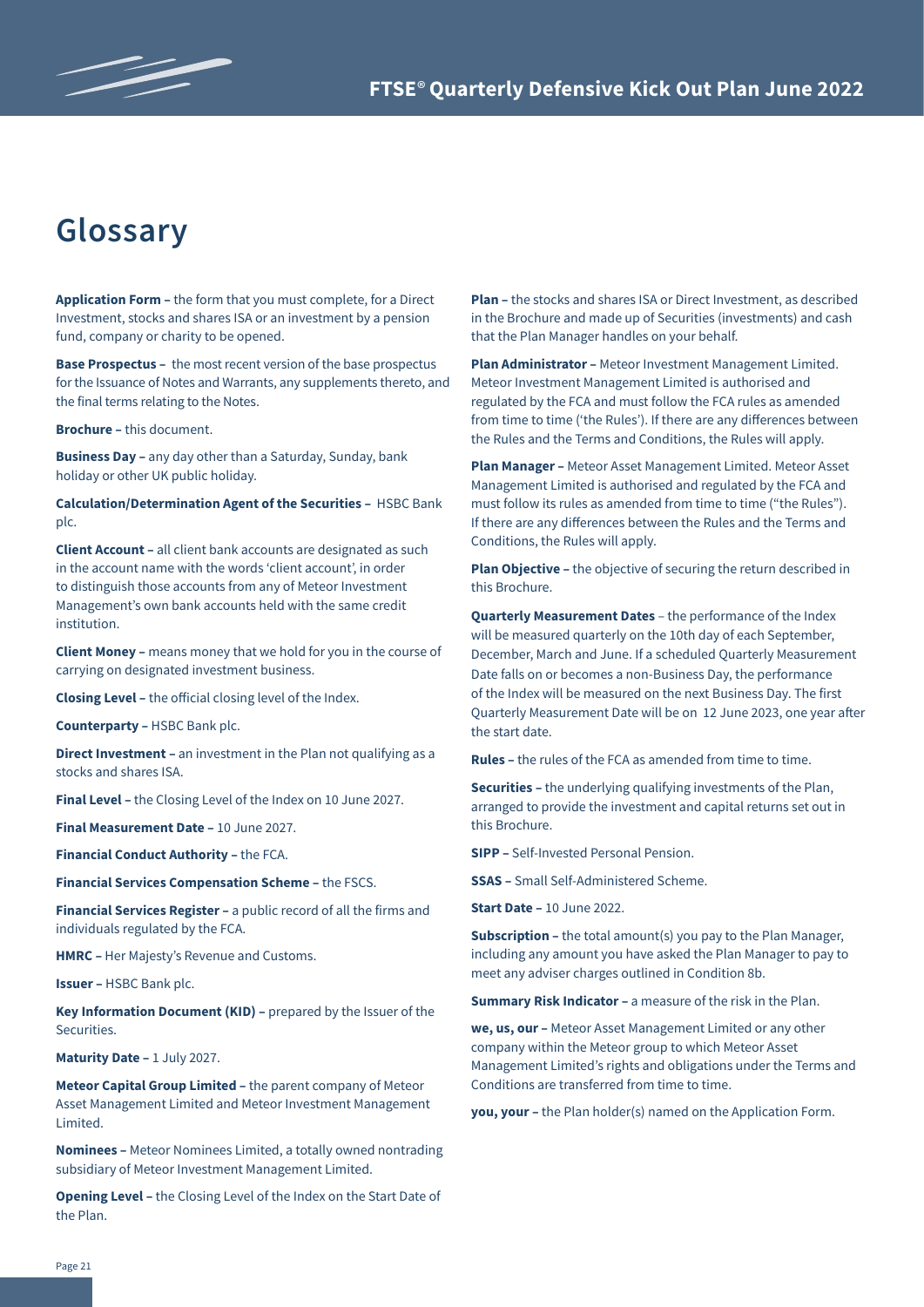# Glossary

**Application Form –** the form that you must complete, for a Direct Investment, stocks and shares ISA or an investment by a pension fund, company or charity to be opened.

**Base Prospectus –** the most recent version of the base prospectus for the Issuance of Notes and Warrants, any supplements thereto, and the final terms relating to the Notes.

**Brochure –** this document.

**Business Day –** any day other than a Saturday, Sunday, bank holiday or other UK public holiday.

**Calculation/Determination Agent of the Securities –** HSBC Bank plc.

**Client Account –** all client bank accounts are designated as such in the account name with the words 'client account', in order to distinguish those accounts from any of Meteor Investment Management's own bank accounts held with the same credit institution.

**Client Money –** means money that we hold for you in the course of carrying on designated investment business.

**Closing Level –** the official closing level of the Index.

**Counterparty –** HSBC Bank plc.

**Direct Investment –** an investment in the Plan not qualifying as a stocks and shares ISA.

**Final Level –** the Closing Level of the Index on 10 June 2027.

**Final Measurement Date –** 10 June 2027.

**Financial Conduct Authority –** the FCA.

**Financial Services Compensation Scheme –** the FSCS.

**Financial Services Register –** a public record of all the firms and individuals regulated by the FCA.

**HMRC –** Her Majesty's Revenue and Customs.

**Issuer –** HSBC Bank plc.

**Key Information Document (KID) –** prepared by the Issuer of the Securities.

**Maturity Date –** 1 July 2027.

**Meteor Capital Group Limited –** the parent company of Meteor Asset Management Limited and Meteor Investment Management Limited.

**Nominees –** Meteor Nominees Limited, a totally owned nontrading subsidiary of Meteor Investment Management Limited.

**Opening Level –** the Closing Level of the Index on the Start Date of the Plan.

**Plan –** the stocks and shares ISA or Direct Investment, as described in the Brochure and made up of Securities (investments) and cash that the Plan Manager handles on your behalf.

**Plan Administrator –** Meteor Investment Management Limited. Meteor Investment Management Limited is authorised and regulated by the FCA and must follow the FCA rules as amended from time to time ('the Rules'). If there are any differences between the Rules and the Terms and Conditions, the Rules will apply.

**Plan Manager –** Meteor Asset Management Limited. Meteor Asset Management Limited is authorised and regulated by the FCA and must follow its rules as amended from time to time ("the Rules"). If there are any differences between the Rules and the Terms and Conditions, the Rules will apply.

**Plan Objective –** the objective of securing the return described in this Brochure.

**Quarterly Measurement Dates** – the performance of the Index will be measured quarterly on the 10th day of each September, December, March and June. If a scheduled Quarterly Measurement Date falls on or becomes a non-Business Day, the performance of the Index will be measured on the next Business Day. The first Quarterly Measurement Date will be on 12 June 2023, one year after the start date.

**Rules –** the rules of the FCA as amended from time to time.

**Securities –** the underlying qualifying investments of the Plan, arranged to provide the investment and capital returns set out in this Brochure.

**SIPP –** Self-Invested Personal Pension.

**SSAS –** Small Self-Administered Scheme.

**Start Date –** 10 June 2022.

**Subscription –** the total amount(s) you pay to the Plan Manager, including any amount you have asked the Plan Manager to pay to meet any adviser charges outlined in Condition 8b.

**Summary Risk Indicator –** a measure of the risk in the Plan.

**we, us, our –** Meteor Asset Management Limited or any other company within the Meteor group to which Meteor Asset Management Limited's rights and obligations under the Terms and Conditions are transferred from time to time.

**you, your –** the Plan holder(s) named on the Application Form.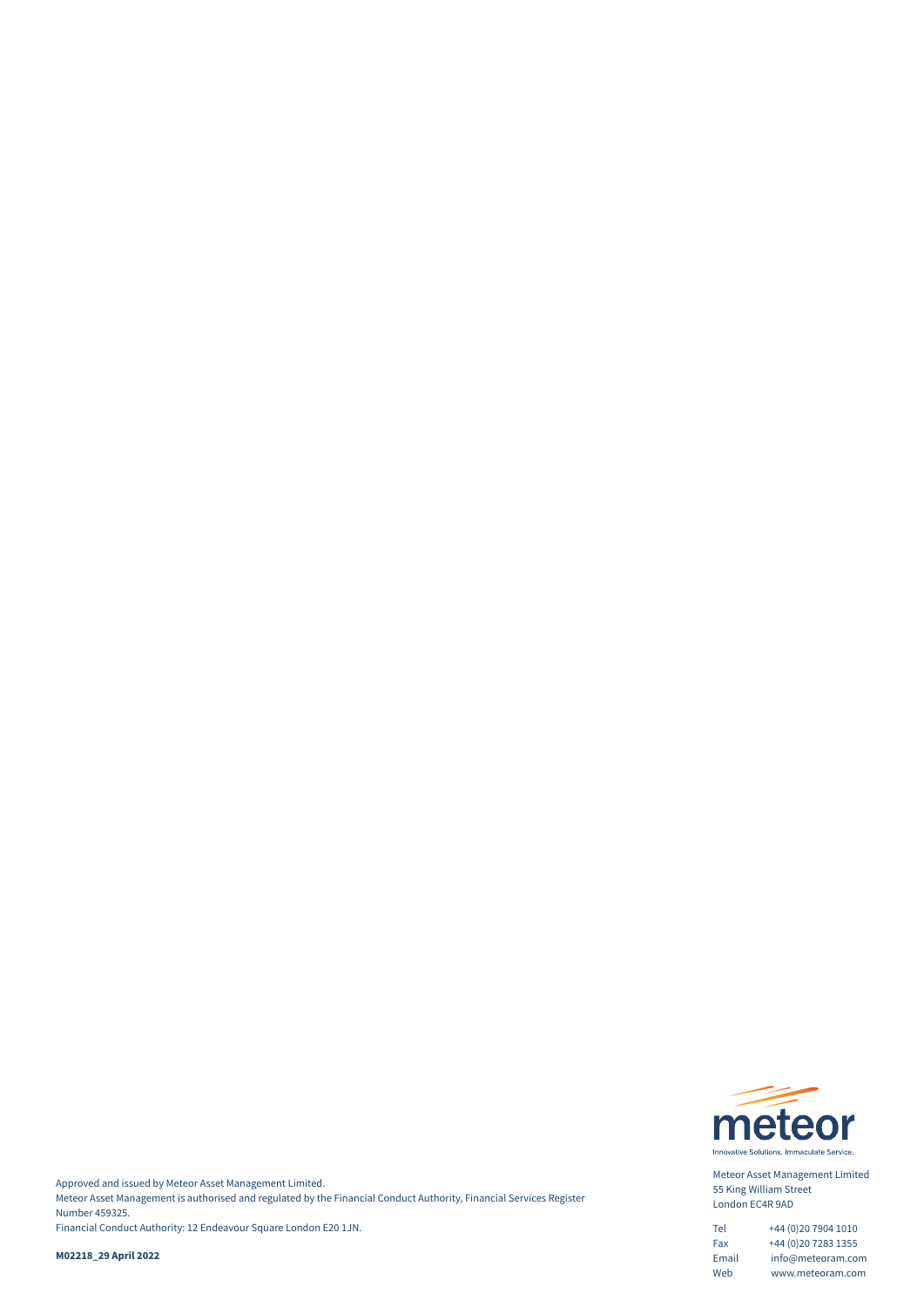meteor

Innovative Solutions. Immaculate Service.

Approved and issued by Meteor Asset Management Limited.
Meteor Asset Management is authorised and regulated by the Financial Conduct Authority, Financial Services Register Number 459325.
Financial Conduct Authority: 12 Endeavour Square London E20 1JN.

**M02218_29 April 2022**

Meteor Asset Management Limited
55 King William Street
London EC4R 9AD

| | |
|---|---|
| Tel | +44 (0)20 7904 1010 |
| Fax | +44 (0)20 7283 1355 |
| Email | info@meteoram.com |
| Web | www.meteoram.com |